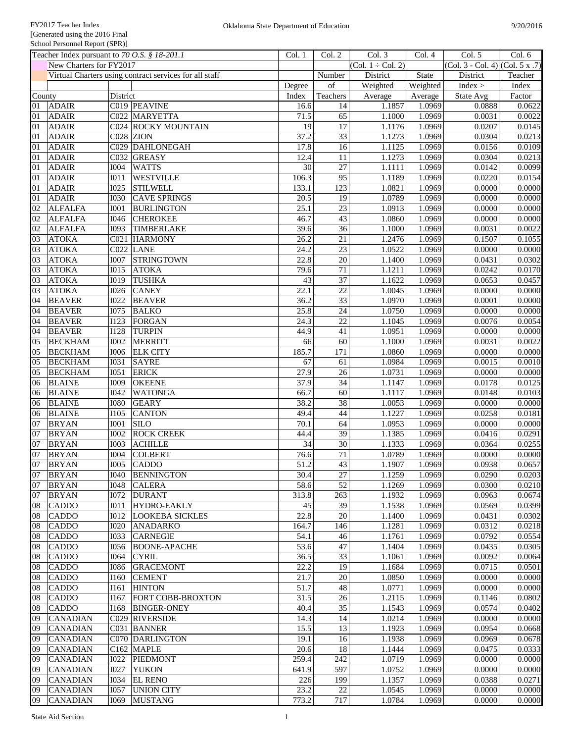FY2017 Teacher Index
[Generated using the 2016 Final School Personnel Report (SPR)]

Oklahoma State Department of Education

9/20/2016

| Teacher Index pursuant to *70 O.S. § 18-201.1* | | | | Col. 1 | Col. 2 | Col. 3 | Col. 4 | Col. 5 | Col. 6 |
|---|---|---|---|---|---|---|---|---|---|
| New Charters for FY2017 | | | | | | (Col. 1 ÷ Col. 2) | | (Col. 3 - Col. 4) | (Col. 5 x .7) |
| Virtual Charters using contract services for all staff | | | | | Number | District | State | District | Teacher |
| | | | | Degree | of | Weighted | Weighted | Index > | Index |
| County | | District | | Index | Teachers | Average | Average | State Avg | Factor |
| 01 | ADAIR | C019 | PEAVINE | 16.6 | 14 | 1.1857 | 1.0969 | 0.0888 | 0.0622 |
| 01 | ADAIR | C022 | MARYETTA | 71.5 | 65 | 1.1000 | 1.0969 | 0.0031 | 0.0022 |
| 01 | ADAIR | C024 | ROCKY MOUNTAIN | 19 | 17 | 1.1176 | 1.0969 | 0.0207 | 0.0145 |
| 01 | ADAIR | C028 | ZION | 37.2 | 33 | 1.1273 | 1.0969 | 0.0304 | 0.0213 |
| 01 | ADAIR | C029 | DAHLONEGAH | 17.8 | 16 | 1.1125 | 1.0969 | 0.0156 | 0.0109 |
| 01 | ADAIR | C032 | GREASY | 12.4 | 11 | 1.1273 | 1.0969 | 0.0304 | 0.0213 |
| 01 | ADAIR | I004 | WATTS | 30 | 27 | 1.1111 | 1.0969 | 0.0142 | 0.0099 |
| 01 | ADAIR | I011 | WESTVILLE | 106.3 | 95 | 1.1189 | 1.0969 | 0.0220 | 0.0154 |
| 01 | ADAIR | I025 | STILWELL | 133.1 | 123 | 1.0821 | 1.0969 | 0.0000 | 0.0000 |
| 01 | ADAIR | I030 | CAVE SPRINGS | 20.5 | 19 | 1.0789 | 1.0969 | 0.0000 | 0.0000 |
| 02 | ALFALFA | I001 | BURLINGTON | 25.1 | 23 | 1.0913 | 1.0969 | 0.0000 | 0.0000 |
| 02 | ALFALFA | I046 | CHEROKEE | 46.7 | 43 | 1.0860 | 1.0969 | 0.0000 | 0.0000 |
| 02 | ALFALFA | I093 | TIMBERLAKE | 39.6 | 36 | 1.1000 | 1.0969 | 0.0031 | 0.0022 |
| 03 | ATOKA | C021 | HARMONY | 26.2 | 21 | 1.2476 | 1.0969 | 0.1507 | 0.1055 |
| 03 | ATOKA | C022 | LANE | 24.2 | 23 | 1.0522 | 1.0969 | 0.0000 | 0.0000 |
| 03 | ATOKA | I007 | STRINGTOWN | 22.8 | 20 | 1.1400 | 1.0969 | 0.0431 | 0.0302 |
| 03 | ATOKA | I015 | ATOKA | 79.6 | 71 | 1.1211 | 1.0969 | 0.0242 | 0.0170 |
| 03 | ATOKA | I019 | TUSHKA | 43 | 37 | 1.1622 | 1.0969 | 0.0653 | 0.0457 |
| 03 | ATOKA | I026 | CANEY | 22.1 | 22 | 1.0045 | 1.0969 | 0.0000 | 0.0000 |
| 04 | BEAVER | I022 | BEAVER | 36.2 | 33 | 1.0970 | 1.0969 | 0.0001 | 0.0000 |
| 04 | BEAVER | I075 | BALKO | 25.8 | 24 | 1.0750 | 1.0969 | 0.0000 | 0.0000 |
| 04 | BEAVER | I123 | FORGAN | 24.3 | 22 | 1.1045 | 1.0969 | 0.0076 | 0.0054 |
| 04 | BEAVER | I128 | TURPIN | 44.9 | 41 | 1.0951 | 1.0969 | 0.0000 | 0.0000 |
| 05 | BECKHAM | I002 | MERRITT | 66 | 60 | 1.1000 | 1.0969 | 0.0031 | 0.0022 |
| 05 | BECKHAM | I006 | ELK CITY | 185.7 | 171 | 1.0860 | 1.0969 | 0.0000 | 0.0000 |
| 05 | BECKHAM | I031 | SAYRE | 67 | 61 | 1.0984 | 1.0969 | 0.0015 | 0.0010 |
| 05 | BECKHAM | I051 | ERICK | 27.9 | 26 | 1.0731 | 1.0969 | 0.0000 | 0.0000 |
| 06 | BLAINE | I009 | OKEENE | 37.9 | 34 | 1.1147 | 1.0969 | 0.0178 | 0.0125 |
| 06 | BLAINE | I042 | WATONGA | 66.7 | 60 | 1.1117 | 1.0969 | 0.0148 | 0.0103 |
| 06 | BLAINE | I080 | GEARY | 38.2 | 38 | 1.0053 | 1.0969 | 0.0000 | 0.0000 |
| 06 | BLAINE | I105 | CANTON | 49.4 | 44 | 1.1227 | 1.0969 | 0.0258 | 0.0181 |
| 07 | BRYAN | I001 | SILO | 70.1 | 64 | 1.0953 | 1.0969 | 0.0000 | 0.0000 |
| 07 | BRYAN | I002 | ROCK CREEK | 44.4 | 39 | 1.1385 | 1.0969 | 0.0416 | 0.0291 |
| 07 | BRYAN | I003 | ACHILLE | 34 | 30 | 1.1333 | 1.0969 | 0.0364 | 0.0255 |
| 07 | BRYAN | I004 | COLBERT | 76.6 | 71 | 1.0789 | 1.0969 | 0.0000 | 0.0000 |
| 07 | BRYAN | I005 | CADDO | 51.2 | 43 | 1.1907 | 1.0969 | 0.0938 | 0.0657 |
| 07 | BRYAN | I040 | BENNINGTON | 30.4 | 27 | 1.1259 | 1.0969 | 0.0290 | 0.0203 |
| 07 | BRYAN | I048 | CALERA | 58.6 | 52 | 1.1269 | 1.0969 | 0.0300 | 0.0210 |
| 07 | BRYAN | I072 | DURANT | 313.8 | 263 | 1.1932 | 1.0969 | 0.0963 | 0.0674 |
| 08 | CADDO | I011 | HYDRO-EAKLY | 45 | 39 | 1.1538 | 1.0969 | 0.0569 | 0.0399 |
| 08 | CADDO | I012 | LOOKEBA SICKLES | 22.8 | 20 | 1.1400 | 1.0969 | 0.0431 | 0.0302 |
| 08 | CADDO | I020 | ANADARKO | 164.7 | 146 | 1.1281 | 1.0969 | 0.0312 | 0.0218 |
| 08 | CADDO | I033 | CARNEGIE | 54.1 | 46 | 1.1761 | 1.0969 | 0.0792 | 0.0554 |
| 08 | CADDO | I056 | BOONE-APACHE | 53.6 | 47 | 1.1404 | 1.0969 | 0.0435 | 0.0305 |
| 08 | CADDO | I064 | CYRIL | 36.5 | 33 | 1.1061 | 1.0969 | 0.0092 | 0.0064 |
| 08 | CADDO | I086 | GRACEMONT | 22.2 | 19 | 1.1684 | 1.0969 | 0.0715 | 0.0501 |
| 08 | CADDO | I160 | CEMENT | 21.7 | 20 | 1.0850 | 1.0969 | 0.0000 | 0.0000 |
| 08 | CADDO | I161 | HINTON | 51.7 | 48 | 1.0771 | 1.0969 | 0.0000 | 0.0000 |
| 08 | CADDO | I167 | FORT COBB-BROXTON | 31.5 | 26 | 1.2115 | 1.0969 | 0.1146 | 0.0802 |
| 08 | CADDO | I168 | BINGER-ONEY | 40.4 | 35 | 1.1543 | 1.0969 | 0.0574 | 0.0402 |
| 09 | CANADIAN | C029 | RIVERSIDE | 14.3 | 14 | 1.0214 | 1.0969 | 0.0000 | 0.0000 |
| 09 | CANADIAN | C031 | BANNER | 15.5 | 13 | 1.1923 | 1.0969 | 0.0954 | 0.0668 |
| 09 | CANADIAN | C070 | DARLINGTON | 19.1 | 16 | 1.1938 | 1.0969 | 0.0969 | 0.0678 |
| 09 | CANADIAN | C162 | MAPLE | 20.6 | 18 | 1.1444 | 1.0969 | 0.0475 | 0.0333 |
| 09 | CANADIAN | I022 | PIEDMONT | 259.4 | 242 | 1.0719 | 1.0969 | 0.0000 | 0.0000 |
| 09 | CANADIAN | I027 | YUKON | 641.9 | 597 | 1.0752 | 1.0969 | 0.0000 | 0.0000 |
| 09 | CANADIAN | I034 | EL RENO | 226 | 199 | 1.1357 | 1.0969 | 0.0388 | 0.0271 |
| 09 | CANADIAN | I057 | UNION CITY | 23.2 | 22 | 1.0545 | 1.0969 | 0.0000 | 0.0000 |
| 09 | CANADIAN | I069 | MUSTANG | 773.2 | 717 | 1.0784 | 1.0969 | 0.0000 | 0.0000 |

State Aid Section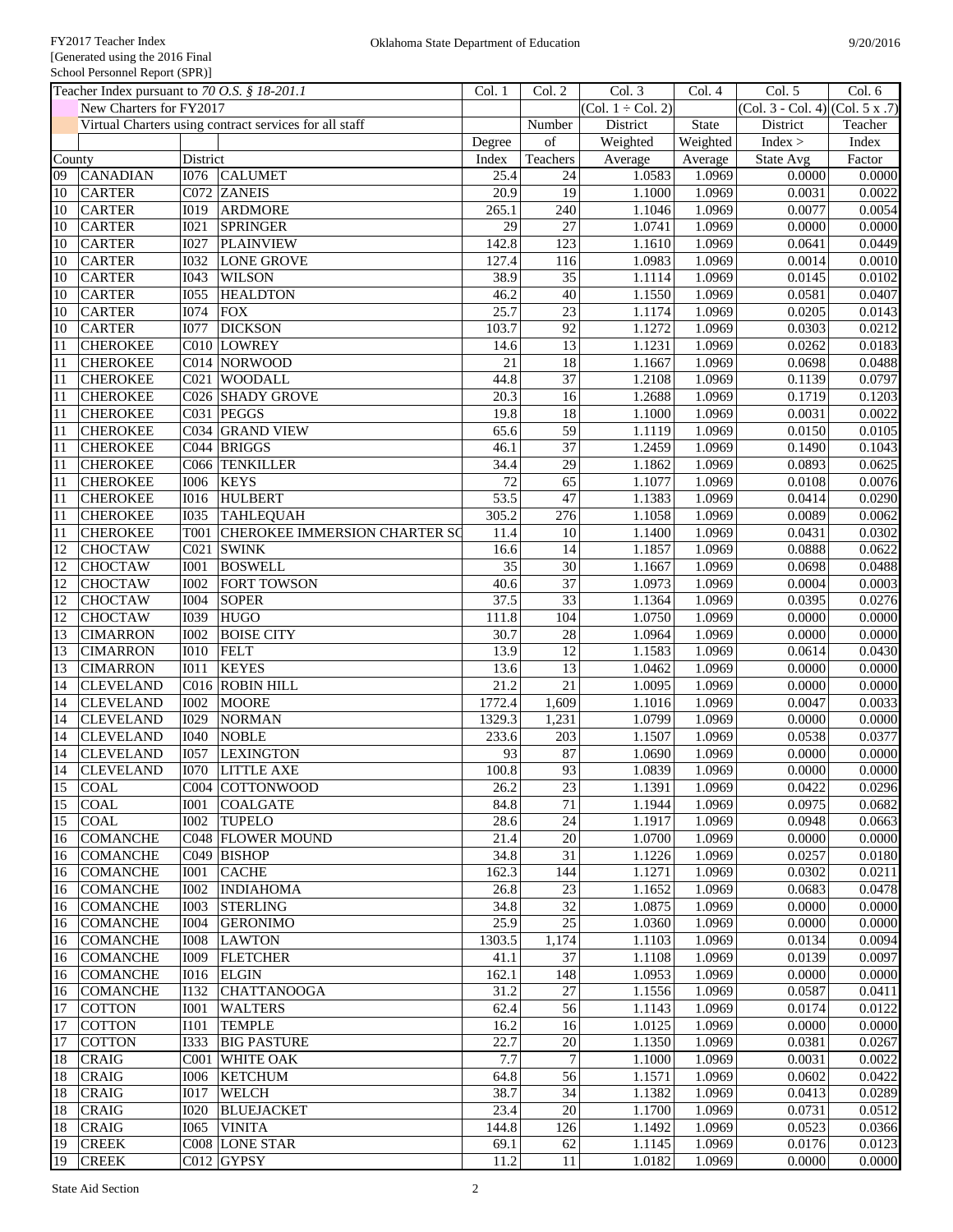FY2017 Teacher Index
[Generated using the 2016 Final School Personnel Report (SPR)]

Oklahoma State Department of Education

9/20/2016

| Teacher Index pursuant to *70 O.S. § 18-201.1* | | | | Col. 1 | Col. 2 | Col. 3 | Col. 4 | Col. 5 | Col. 6 |
|---|---|---|---|---|---|---|---|---|---|
| New Charters for FY2017 | | | | | | (Col. 1 ÷ Col. 2) | | (Col. 3 - Col. 4) | (Col. 5 x .7) |
| Virtual Charters using contract services for all staff | | | | | Number | District | State | District | Teacher |
| | | | | Degree | of | Weighted | Weighted | Index > | Index |
| County | | District | | Index | Teachers | Average | Average | State Avg | Factor |
| 09 | CANADIAN | I076 | CALUMET | 25.4 | 24 | 1.0583 | 1.0969 | 0.0000 | 0.0000 |
| 10 | CARTER | C072 | ZANEIS | 20.9 | 19 | 1.1000 | 1.0969 | 0.0031 | 0.0022 |
| 10 | CARTER | I019 | ARDMORE | 265.1 | 240 | 1.1046 | 1.0969 | 0.0077 | 0.0054 |
| 10 | CARTER | I021 | SPRINGER | 29 | 27 | 1.0741 | 1.0969 | 0.0000 | 0.0000 |
| 10 | CARTER | I027 | PLAINVIEW | 142.8 | 123 | 1.1610 | 1.0969 | 0.0641 | 0.0449 |
| 10 | CARTER | I032 | LONE GROVE | 127.4 | 116 | 1.0983 | 1.0969 | 0.0014 | 0.0010 |
| 10 | CARTER | I043 | WILSON | 38.9 | 35 | 1.1114 | 1.0969 | 0.0145 | 0.0102 |
| 10 | CARTER | I055 | HEALDTON | 46.2 | 40 | 1.1550 | 1.0969 | 0.0581 | 0.0407 |
| 10 | CARTER | I074 | FOX | 25.7 | 23 | 1.1174 | 1.0969 | 0.0205 | 0.0143 |
| 10 | CARTER | I077 | DICKSON | 103.7 | 92 | 1.1272 | 1.0969 | 0.0303 | 0.0212 |
| 11 | CHEROKEE | C010 | LOWREY | 14.6 | 13 | 1.1231 | 1.0969 | 0.0262 | 0.0183 |
| 11 | CHEROKEE | C014 | NORWOOD | 21 | 18 | 1.1667 | 1.0969 | 0.0698 | 0.0488 |
| 11 | CHEROKEE | C021 | WOODALL | 44.8 | 37 | 1.2108 | 1.0969 | 0.1139 | 0.0797 |
| 11 | CHEROKEE | C026 | SHADY GROVE | 20.3 | 16 | 1.2688 | 1.0969 | 0.1719 | 0.1203 |
| 11 | CHEROKEE | C031 | PEGGS | 19.8 | 18 | 1.1000 | 1.0969 | 0.0031 | 0.0022 |
| 11 | CHEROKEE | C034 | GRAND VIEW | 65.6 | 59 | 1.1119 | 1.0969 | 0.0150 | 0.0105 |
| 11 | CHEROKEE | C044 | BRIGGS | 46.1 | 37 | 1.2459 | 1.0969 | 0.1490 | 0.1043 |
| 11 | CHEROKEE | C066 | TENKILLER | 34.4 | 29 | 1.1862 | 1.0969 | 0.0893 | 0.0625 |
| 11 | CHEROKEE | I006 | KEYS | 72 | 65 | 1.1077 | 1.0969 | 0.0108 | 0.0076 |
| 11 | CHEROKEE | I016 | HULBERT | 53.5 | 47 | 1.1383 | 1.0969 | 0.0414 | 0.0290 |
| 11 | CHEROKEE | I035 | TAHLEQUAH | 305.2 | 276 | 1.1058 | 1.0969 | 0.0089 | 0.0062 |
| 11 | CHEROKEE | T001 | CHEROKEE IMMERSION CHARTER SC | 11.4 | 10 | 1.1400 | 1.0969 | 0.0431 | 0.0302 |
| 12 | CHOCTAW | C021 | SWINK | 16.6 | 14 | 1.1857 | 1.0969 | 0.0888 | 0.0622 |
| 12 | CHOCTAW | I001 | BOSWELL | 35 | 30 | 1.1667 | 1.0969 | 0.0698 | 0.0488 |
| 12 | CHOCTAW | I002 | FORT TOWSON | 40.6 | 37 | 1.0973 | 1.0969 | 0.0004 | 0.0003 |
| 12 | CHOCTAW | I004 | SOPER | 37.5 | 33 | 1.1364 | 1.0969 | 0.0395 | 0.0276 |
| 12 | CHOCTAW | I039 | HUGO | 111.8 | 104 | 1.0750 | 1.0969 | 0.0000 | 0.0000 |
| 13 | CIMARRON | I002 | BOISE CITY | 30.7 | 28 | 1.0964 | 1.0969 | 0.0000 | 0.0000 |
| 13 | CIMARRON | I010 | FELT | 13.9 | 12 | 1.1583 | 1.0969 | 0.0614 | 0.0430 |
| 13 | CIMARRON | I011 | KEYES | 13.6 | 13 | 1.0462 | 1.0969 | 0.0000 | 0.0000 |
| 14 | CLEVELAND | C016 | ROBIN HILL | 21.2 | 21 | 1.0095 | 1.0969 | 0.0000 | 0.0000 |
| 14 | CLEVELAND | I002 | MOORE | 1772.4 | 1,609 | 1.1016 | 1.0969 | 0.0047 | 0.0033 |
| 14 | CLEVELAND | I029 | NORMAN | 1329.3 | 1,231 | 1.0799 | 1.0969 | 0.0000 | 0.0000 |
| 14 | CLEVELAND | I040 | NOBLE | 233.6 | 203 | 1.1507 | 1.0969 | 0.0538 | 0.0377 |
| 14 | CLEVELAND | I057 | LEXINGTON | 93 | 87 | 1.0690 | 1.0969 | 0.0000 | 0.0000 |
| 14 | CLEVELAND | I070 | LITTLE AXE | 100.8 | 93 | 1.0839 | 1.0969 | 0.0000 | 0.0000 |
| 15 | COAL | C004 | COTTONWOOD | 26.2 | 23 | 1.1391 | 1.0969 | 0.0422 | 0.0296 |
| 15 | COAL | I001 | COALGATE | 84.8 | 71 | 1.1944 | 1.0969 | 0.0975 | 0.0682 |
| 15 | COAL | I002 | TUPELO | 28.6 | 24 | 1.1917 | 1.0969 | 0.0948 | 0.0663 |
| 16 | COMANCHE | C048 | FLOWER MOUND | 21.4 | 20 | 1.0700 | 1.0969 | 0.0000 | 0.0000 |
| 16 | COMANCHE | C049 | BISHOP | 34.8 | 31 | 1.1226 | 1.0969 | 0.0257 | 0.0180 |
| 16 | COMANCHE | I001 | CACHE | 162.3 | 144 | 1.1271 | 1.0969 | 0.0302 | 0.0211 |
| 16 | COMANCHE | I002 | INDIAHOMA | 26.8 | 23 | 1.1652 | 1.0969 | 0.0683 | 0.0478 |
| 16 | COMANCHE | I003 | STERLING | 34.8 | 32 | 1.0875 | 1.0969 | 0.0000 | 0.0000 |
| 16 | COMANCHE | I004 | GERONIMO | 25.9 | 25 | 1.0360 | 1.0969 | 0.0000 | 0.0000 |
| 16 | COMANCHE | I008 | LAWTON | 1303.5 | 1,174 | 1.1103 | 1.0969 | 0.0134 | 0.0094 |
| 16 | COMANCHE | I009 | FLETCHER | 41.1 | 37 | 1.1108 | 1.0969 | 0.0139 | 0.0097 |
| 16 | COMANCHE | I016 | ELGIN | 162.1 | 148 | 1.0953 | 1.0969 | 0.0000 | 0.0000 |
| 16 | COMANCHE | I132 | CHATTANOOGA | 31.2 | 27 | 1.1556 | 1.0969 | 0.0587 | 0.0411 |
| 17 | COTTON | I001 | WALTERS | 62.4 | 56 | 1.1143 | 1.0969 | 0.0174 | 0.0122 |
| 17 | COTTON | I101 | TEMPLE | 16.2 | 16 | 1.0125 | 1.0969 | 0.0000 | 0.0000 |
| 17 | COTTON | I333 | BIG PASTURE | 22.7 | 20 | 1.1350 | 1.0969 | 0.0381 | 0.0267 |
| 18 | CRAIG | C001 | WHITE OAK | 7.7 | 7 | 1.1000 | 1.0969 | 0.0031 | 0.0022 |
| 18 | CRAIG | I006 | KETCHUM | 64.8 | 56 | 1.1571 | 1.0969 | 0.0602 | 0.0422 |
| 18 | CRAIG | I017 | WELCH | 38.7 | 34 | 1.1382 | 1.0969 | 0.0413 | 0.0289 |
| 18 | CRAIG | I020 | BLUEJACKET | 23.4 | 20 | 1.1700 | 1.0969 | 0.0731 | 0.0512 |
| 18 | CRAIG | I065 | VINITA | 144.8 | 126 | 1.1492 | 1.0969 | 0.0523 | 0.0366 |
| 19 | CREEK | C008 | LONE STAR | 69.1 | 62 | 1.1145 | 1.0969 | 0.0176 | 0.0123 |
| 19 | CREEK | C012 | GYPSY | 11.2 | 11 | 1.0182 | 1.0969 | 0.0000 | 0.0000 |

State Aid Section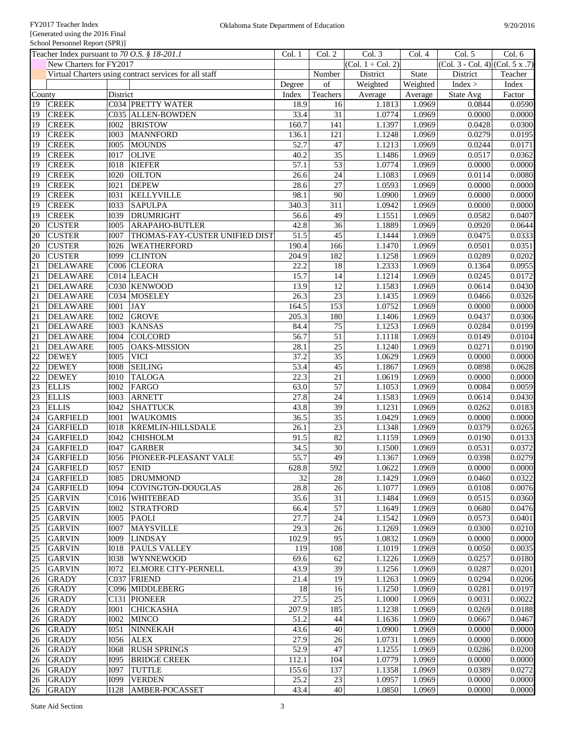FY2017 Teacher Index
[Generated using the 2016 Final School Personnel Report (SPR)]

Oklahoma State Department of Education

9/20/2016

| Teacher Index pursuant to *70 O.S. § 18-201.1* | | | | Col. 1 | Col. 2 | Col. 3 | Col. 4 | Col. 5 | Col. 6 |
|---|---|---|---|---|---|---|---|---|---|
| New Charters for FY2017 | | | | | | (Col. 1 ÷ Col. 2) | | (Col. 3 - Col. 4) | (Col. 5 x .7) |
| Virtual Charters using contract services for all staff | | | | | Number | District | State | District | Teacher |
| | | | | Degree | of | Weighted | Weighted | Index > | Index |
| County | | District | | Index | Teachers | Average | Average | State Avg | Factor |
| 19 | CREEK | C034 | PRETTY WATER | 18.9 | 16 | 1.1813 | 1.0969 | 0.0844 | 0.0590 |
| 19 | CREEK | C035 | ALLEN-BOWDEN | 33.4 | 31 | 1.0774 | 1.0969 | 0.0000 | 0.0000 |
| 19 | CREEK | I002 | BRISTOW | 160.7 | 141 | 1.1397 | 1.0969 | 0.0428 | 0.0300 |
| 19 | CREEK | I003 | MANNFORD | 136.1 | 121 | 1.1248 | 1.0969 | 0.0279 | 0.0195 |
| 19 | CREEK | I005 | MOUNDS | 52.7 | 47 | 1.1213 | 1.0969 | 0.0244 | 0.0171 |
| 19 | CREEK | I017 | OLIVE | 40.2 | 35 | 1.1486 | 1.0969 | 0.0517 | 0.0362 |
| 19 | CREEK | I018 | KIEFER | 57.1 | 53 | 1.0774 | 1.0969 | 0.0000 | 0.0000 |
| 19 | CREEK | I020 | OILTON | 26.6 | 24 | 1.1083 | 1.0969 | 0.0114 | 0.0080 |
| 19 | CREEK | I021 | DEPEW | 28.6 | 27 | 1.0593 | 1.0969 | 0.0000 | 0.0000 |
| 19 | CREEK | I031 | KELLYVILLE | 98.1 | 90 | 1.0900 | 1.0969 | 0.0000 | 0.0000 |
| 19 | CREEK | I033 | SAPULPA | 340.3 | 311 | 1.0942 | 1.0969 | 0.0000 | 0.0000 |
| 19 | CREEK | I039 | DRUMRIGHT | 56.6 | 49 | 1.1551 | 1.0969 | 0.0582 | 0.0407 |
| 20 | CUSTER | I005 | ARAPAHO-BUTLER | 42.8 | 36 | 1.1889 | 1.0969 | 0.0920 | 0.0644 |
| 20 | CUSTER | I007 | THOMAS-FAY-CUSTER UNIFIED DIST | 51.5 | 45 | 1.1444 | 1.0969 | 0.0475 | 0.0333 |
| 20 | CUSTER | I026 | WEATHERFORD | 190.4 | 166 | 1.1470 | 1.0969 | 0.0501 | 0.0351 |
| 20 | CUSTER | I099 | CLINTON | 204.9 | 182 | 1.1258 | 1.0969 | 0.0289 | 0.0202 |
| 21 | DELAWARE | C006 | CLEORA | 22.2 | 18 | 1.2333 | 1.0969 | 0.1364 | 0.0955 |
| 21 | DELAWARE | C014 | LEACH | 15.7 | 14 | 1.1214 | 1.0969 | 0.0245 | 0.0172 |
| 21 | DELAWARE | C030 | KENWOOD | 13.9 | 12 | 1.1583 | 1.0969 | 0.0614 | 0.0430 |
| 21 | DELAWARE | C034 | MOSELEY | 26.3 | 23 | 1.1435 | 1.0969 | 0.0466 | 0.0326 |
| 21 | DELAWARE | I001 | JAY | 164.5 | 153 | 1.0752 | 1.0969 | 0.0000 | 0.0000 |
| 21 | DELAWARE | I002 | GROVE | 205.3 | 180 | 1.1406 | 1.0969 | 0.0437 | 0.0306 |
| 21 | DELAWARE | I003 | KANSAS | 84.4 | 75 | 1.1253 | 1.0969 | 0.0284 | 0.0199 |
| 21 | DELAWARE | I004 | COLCORD | 56.7 | 51 | 1.1118 | 1.0969 | 0.0149 | 0.0104 |
| 21 | DELAWARE | I005 | OAKS-MISSION | 28.1 | 25 | 1.1240 | 1.0969 | 0.0271 | 0.0190 |
| 22 | DEWEY | I005 | VICI | 37.2 | 35 | 1.0629 | 1.0969 | 0.0000 | 0.0000 |
| 22 | DEWEY | I008 | SEILING | 53.4 | 45 | 1.1867 | 1.0969 | 0.0898 | 0.0628 |
| 22 | DEWEY | I010 | TALOGA | 22.3 | 21 | 1.0619 | 1.0969 | 0.0000 | 0.0000 |
| 23 | ELLIS | I002 | FARGO | 63.0 | 57 | 1.1053 | 1.0969 | 0.0084 | 0.0059 |
| 23 | ELLIS | I003 | ARNETT | 27.8 | 24 | 1.1583 | 1.0969 | 0.0614 | 0.0430 |
| 23 | ELLIS | I042 | SHATTUCK | 43.8 | 39 | 1.1231 | 1.0969 | 0.0262 | 0.0183 |
| 24 | GARFIELD | I001 | WAUKOMIS | 36.5 | 35 | 1.0429 | 1.0969 | 0.0000 | 0.0000 |
| 24 | GARFIELD | I018 | KREMLIN-HILLSDALE | 26.1 | 23 | 1.1348 | 1.0969 | 0.0379 | 0.0265 |
| 24 | GARFIELD | I042 | CHISHOLM | 91.5 | 82 | 1.1159 | 1.0969 | 0.0190 | 0.0133 |
| 24 | GARFIELD | I047 | GARBER | 34.5 | 30 | 1.1500 | 1.0969 | 0.0531 | 0.0372 |
| 24 | GARFIELD | I056 | PIONEER-PLEASANT VALE | 55.7 | 49 | 1.1367 | 1.0969 | 0.0398 | 0.0279 |
| 24 | GARFIELD | I057 | ENID | 628.8 | 592 | 1.0622 | 1.0969 | 0.0000 | 0.0000 |
| 24 | GARFIELD | I085 | DRUMMOND | 32 | 28 | 1.1429 | 1.0969 | 0.0460 | 0.0322 |
| 24 | GARFIELD | I094 | COVINGTON-DOUGLAS | 28.8 | 26 | 1.1077 | 1.0969 | 0.0108 | 0.0076 |
| 25 | GARVIN | C016 | WHITEBEAD | 35.6 | 31 | 1.1484 | 1.0969 | 0.0515 | 0.0360 |
| 25 | GARVIN | I002 | STRATFORD | 66.4 | 57 | 1.1649 | 1.0969 | 0.0680 | 0.0476 |
| 25 | GARVIN | I005 | PAOLI | 27.7 | 24 | 1.1542 | 1.0969 | 0.0573 | 0.0401 |
| 25 | GARVIN | I007 | MAYSVILLE | 29.3 | 26 | 1.1269 | 1.0969 | 0.0300 | 0.0210 |
| 25 | GARVIN | I009 | LINDSAY | 102.9 | 95 | 1.0832 | 1.0969 | 0.0000 | 0.0000 |
| 25 | GARVIN | I018 | PAULS VALLEY | 119 | 108 | 1.1019 | 1.0969 | 0.0050 | 0.0035 |
| 25 | GARVIN | I038 | WYNNEWOOD | 69.6 | 62 | 1.1226 | 1.0969 | 0.0257 | 0.0180 |
| 25 | GARVIN | I072 | ELMORE CITY-PERNELL | 43.9 | 39 | 1.1256 | 1.0969 | 0.0287 | 0.0201 |
| 26 | GRADY | C037 | FRIEND | 21.4 | 19 | 1.1263 | 1.0969 | 0.0294 | 0.0206 |
| 26 | GRADY | C096 | MIDDLEBERG | 18 | 16 | 1.1250 | 1.0969 | 0.0281 | 0.0197 |
| 26 | GRADY | C131 | PIONEER | 27.5 | 25 | 1.1000 | 1.0969 | 0.0031 | 0.0022 |
| 26 | GRADY | I001 | CHICKASHA | 207.9 | 185 | 1.1238 | 1.0969 | 0.0269 | 0.0188 |
| 26 | GRADY | I002 | MINCO | 51.2 | 44 | 1.1636 | 1.0969 | 0.0667 | 0.0467 |
| 26 | GRADY | I051 | NINNEKAH | 43.6 | 40 | 1.0900 | 1.0969 | 0.0000 | 0.0000 |
| 26 | GRADY | I056 | ALEX | 27.9 | 26 | 1.0731 | 1.0969 | 0.0000 | 0.0000 |
| 26 | GRADY | I068 | RUSH SPRINGS | 52.9 | 47 | 1.1255 | 1.0969 | 0.0286 | 0.0200 |
| 26 | GRADY | I095 | BRIDGE CREEK | 112.1 | 104 | 1.0779 | 1.0969 | 0.0000 | 0.0000 |
| 26 | GRADY | I097 | TUTTLE | 155.6 | 137 | 1.1358 | 1.0969 | 0.0389 | 0.0272 |
| 26 | GRADY | I099 | VERDEN | 25.2 | 23 | 1.0957 | 1.0969 | 0.0000 | 0.0000 |
| 26 | GRADY | I128 | AMBER-POCASSET | 43.4 | 40 | 1.0850 | 1.0969 | 0.0000 | 0.0000 |

State Aid Section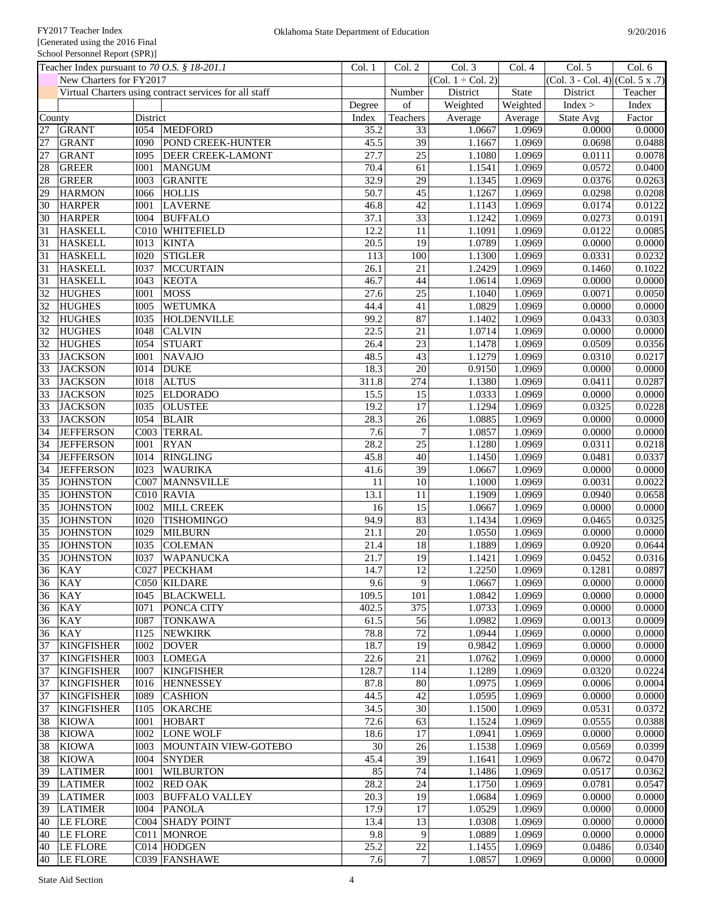FY2017 Teacher Index
[Generated using the 2016 Final School Personnel Report (SPR)]

Oklahoma State Department of Education

9/20/2016

| Teacher Index pursuant to *70 O.S. § 18-201.1* | | | | Col. 1 | Col. 2 | Col. 3 | Col. 4 | Col. 5 | Col. 6 |
|---|---|---|---|---|---|---|---|---|---|
| New Charters for FY2017 | | | | | | (Col. 1 ÷ Col. 2) | | (Col. 3 - Col. 4) | (Col. 5 x .7) |
| Virtual Charters using contract services for all staff | | | | | Number | District | State | District | Teacher |
| | | | | Degree | of | Weighted | Weighted | Index > | Index |
| County | | District | | Index | Teachers | Average | Average | State Avg | Factor |
| 27 | GRANT | I054 | MEDFORD | 35.2 | 33 | 1.0667 | 1.0969 | 0.0000 | 0.0000 |
| 27 | GRANT | I090 | POND CREEK-HUNTER | 45.5 | 39 | 1.1667 | 1.0969 | 0.0698 | 0.0488 |
| 27 | GRANT | I095 | DEER CREEK-LAMONT | 27.7 | 25 | 1.1080 | 1.0969 | 0.0111 | 0.0078 |
| 28 | GREER | I001 | MANGUM | 70.4 | 61 | 1.1541 | 1.0969 | 0.0572 | 0.0400 |
| 28 | GREER | I003 | GRANITE | 32.9 | 29 | 1.1345 | 1.0969 | 0.0376 | 0.0263 |
| 29 | HARMON | I066 | HOLLIS | 50.7 | 45 | 1.1267 | 1.0969 | 0.0298 | 0.0208 |
| 30 | HARPER | I001 | LAVERNE | 46.8 | 42 | 1.1143 | 1.0969 | 0.0174 | 0.0122 |
| 30 | HARPER | I004 | BUFFALO | 37.1 | 33 | 1.1242 | 1.0969 | 0.0273 | 0.0191 |
| 31 | HASKELL | C010 | WHITEFIELD | 12.2 | 11 | 1.1091 | 1.0969 | 0.0122 | 0.0085 |
| 31 | HASKELL | I013 | KINTA | 20.5 | 19 | 1.0789 | 1.0969 | 0.0000 | 0.0000 |
| 31 | HASKELL | I020 | STIGLER | 113 | 100 | 1.1300 | 1.0969 | 0.0331 | 0.0232 |
| 31 | HASKELL | I037 | MCCURTAIN | 26.1 | 21 | 1.2429 | 1.0969 | 0.1460 | 0.1022 |
| 31 | HASKELL | I043 | KEOTA | 46.7 | 44 | 1.0614 | 1.0969 | 0.0000 | 0.0000 |
| 32 | HUGHES | I001 | MOSS | 27.6 | 25 | 1.1040 | 1.0969 | 0.0071 | 0.0050 |
| 32 | HUGHES | I005 | WETUMKA | 44.4 | 41 | 1.0829 | 1.0969 | 0.0000 | 0.0000 |
| 32 | HUGHES | I035 | HOLDENVILLE | 99.2 | 87 | 1.1402 | 1.0969 | 0.0433 | 0.0303 |
| 32 | HUGHES | I048 | CALVIN | 22.5 | 21 | 1.0714 | 1.0969 | 0.0000 | 0.0000 |
| 32 | HUGHES | I054 | STUART | 26.4 | 23 | 1.1478 | 1.0969 | 0.0509 | 0.0356 |
| 33 | JACKSON | I001 | NAVAJO | 48.5 | 43 | 1.1279 | 1.0969 | 0.0310 | 0.0217 |
| 33 | JACKSON | I014 | DUKE | 18.3 | 20 | 0.9150 | 1.0969 | 0.0000 | 0.0000 |
| 33 | JACKSON | I018 | ALTUS | 311.8 | 274 | 1.1380 | 1.0969 | 0.0411 | 0.0287 |
| 33 | JACKSON | I025 | ELDORADO | 15.5 | 15 | 1.0333 | 1.0969 | 0.0000 | 0.0000 |
| 33 | JACKSON | I035 | OLUSTEE | 19.2 | 17 | 1.1294 | 1.0969 | 0.0325 | 0.0228 |
| 33 | JACKSON | I054 | BLAIR | 28.3 | 26 | 1.0885 | 1.0969 | 0.0000 | 0.0000 |
| 34 | JEFFERSON | C003 | TERRAL | 7.6 | 7 | 1.0857 | 1.0969 | 0.0000 | 0.0000 |
| 34 | JEFFERSON | I001 | RYAN | 28.2 | 25 | 1.1280 | 1.0969 | 0.0311 | 0.0218 |
| 34 | JEFFERSON | I014 | RINGLING | 45.8 | 40 | 1.1450 | 1.0969 | 0.0481 | 0.0337 |
| 34 | JEFFERSON | I023 | WAURIKA | 41.6 | 39 | 1.0667 | 1.0969 | 0.0000 | 0.0000 |
| 35 | JOHNSTON | C007 | MANNSVILLE | 11 | 10 | 1.1000 | 1.0969 | 0.0031 | 0.0022 |
| 35 | JOHNSTON | C010 | RAVIA | 13.1 | 11 | 1.1909 | 1.0969 | 0.0940 | 0.0658 |
| 35 | JOHNSTON | I002 | MILL CREEK | 16 | 15 | 1.0667 | 1.0969 | 0.0000 | 0.0000 |
| 35 | JOHNSTON | I020 | TISHOMINGO | 94.9 | 83 | 1.1434 | 1.0969 | 0.0465 | 0.0325 |
| 35 | JOHNSTON | I029 | MILBURN | 21.1 | 20 | 1.0550 | 1.0969 | 0.0000 | 0.0000 |
| 35 | JOHNSTON | I035 | COLEMAN | 21.4 | 18 | 1.1889 | 1.0969 | 0.0920 | 0.0644 |
| 35 | JOHNSTON | I037 | WAPANUCKA | 21.7 | 19 | 1.1421 | 1.0969 | 0.0452 | 0.0316 |
| 36 | KAY | C027 | PECKHAM | 14.7 | 12 | 1.2250 | 1.0969 | 0.1281 | 0.0897 |
| 36 | KAY | C050 | KILDARE | 9.6 | 9 | 1.0667 | 1.0969 | 0.0000 | 0.0000 |
| 36 | KAY | I045 | BLACKWELL | 109.5 | 101 | 1.0842 | 1.0969 | 0.0000 | 0.0000 |
| 36 | KAY | I071 | PONCA CITY | 402.5 | 375 | 1.0733 | 1.0969 | 0.0000 | 0.0000 |
| 36 | KAY | I087 | TONKAWA | 61.5 | 56 | 1.0982 | 1.0969 | 0.0013 | 0.0009 |
| 36 | KAY | I125 | NEWKIRK | 78.8 | 72 | 1.0944 | 1.0969 | 0.0000 | 0.0000 |
| 37 | KINGFISHER | I002 | DOVER | 18.7 | 19 | 0.9842 | 1.0969 | 0.0000 | 0.0000 |
| 37 | KINGFISHER | I003 | LOMEGA | 22.6 | 21 | 1.0762 | 1.0969 | 0.0000 | 0.0000 |
| 37 | KINGFISHER | I007 | KINGFISHER | 128.7 | 114 | 1.1289 | 1.0969 | 0.0320 | 0.0224 |
| 37 | KINGFISHER | I016 | HENNESSEY | 87.8 | 80 | 1.0975 | 1.0969 | 0.0006 | 0.0004 |
| 37 | KINGFISHER | I089 | CASHION | 44.5 | 42 | 1.0595 | 1.0969 | 0.0000 | 0.0000 |
| 37 | KINGFISHER | I105 | OKARCHE | 34.5 | 30 | 1.1500 | 1.0969 | 0.0531 | 0.0372 |
| 38 | KIOWA | I001 | HOBART | 72.6 | 63 | 1.1524 | 1.0969 | 0.0555 | 0.0388 |
| 38 | KIOWA | I002 | LONE WOLF | 18.6 | 17 | 1.0941 | 1.0969 | 0.0000 | 0.0000 |
| 38 | KIOWA | I003 | MOUNTAIN VIEW-GOTEBO | 30 | 26 | 1.1538 | 1.0969 | 0.0569 | 0.0399 |
| 38 | KIOWA | I004 | SNYDER | 45.4 | 39 | 1.1641 | 1.0969 | 0.0672 | 0.0470 |
| 39 | LATIMER | I001 | WILBURTON | 85 | 74 | 1.1486 | 1.0969 | 0.0517 | 0.0362 |
| 39 | LATIMER | I002 | RED OAK | 28.2 | 24 | 1.1750 | 1.0969 | 0.0781 | 0.0547 |
| 39 | LATIMER | I003 | BUFFALO VALLEY | 20.3 | 19 | 1.0684 | 1.0969 | 0.0000 | 0.0000 |
| 39 | LATIMER | I004 | PANOLA | 17.9 | 17 | 1.0529 | 1.0969 | 0.0000 | 0.0000 |
| 40 | LE FLORE | C004 | SHADY POINT | 13.4 | 13 | 1.0308 | 1.0969 | 0.0000 | 0.0000 |
| 40 | LE FLORE | C011 | MONROE | 9.8 | 9 | 1.0889 | 1.0969 | 0.0000 | 0.0000 |
| 40 | LE FLORE | C014 | HODGEN | 25.2 | 22 | 1.1455 | 1.0969 | 0.0486 | 0.0340 |
| 40 | LE FLORE | C039 | FANSHAWE | 7.6 | 7 | 1.0857 | 1.0969 | 0.0000 | 0.0000 |

State Aid Section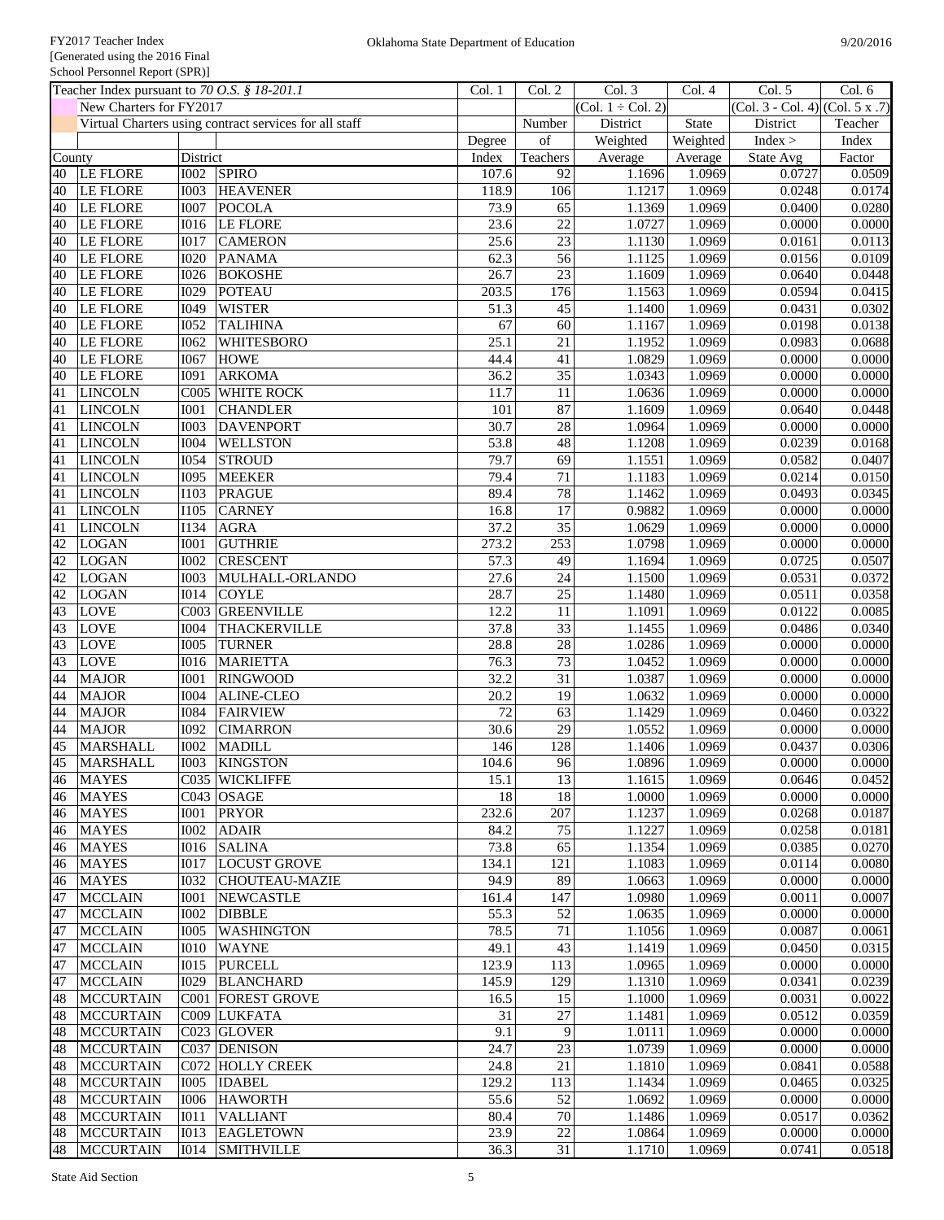FY2017 Teacher Index
[Generated using the 2016 Final School Personnel Report (SPR)]

Oklahoma State Department of Education

9/20/2016

| Teacher Index pursuant to *70 O.S. § 18-201.1* | | | | Col. 1 | Col. 2 | Col. 3 | Col. 4 | Col. 5 | Col. 6 |
|---|---|---|---|---|---|---|---|---|---|
| New Charters for FY2017 | | | | | | (Col. 1 ÷ Col. 2) | | (Col. 3 - Col. 4) | (Col. 5 x .7) |
| Virtual Charters using contract services for all staff | | | | | Number | District | State | District | Teacher |
| | | | | Degree | of | Weighted | Weighted | Index > | Index |
| County | | District | | Index | Teachers | Average | Average | State Avg | Factor |
| 40 | LE FLORE | I002 | SPIRO | 107.6 | 92 | 1.1696 | 1.0969 | 0.0727 | 0.0509 |
| 40 | LE FLORE | I003 | HEAVENER | 118.9 | 106 | 1.1217 | 1.0969 | 0.0248 | 0.0174 |
| 40 | LE FLORE | I007 | POCOLA | 73.9 | 65 | 1.1369 | 1.0969 | 0.0400 | 0.0280 |
| 40 | LE FLORE | I016 | LE FLORE | 23.6 | 22 | 1.0727 | 1.0969 | 0.0000 | 0.0000 |
| 40 | LE FLORE | I017 | CAMERON | 25.6 | 23 | 1.1130 | 1.0969 | 0.0161 | 0.0113 |
| 40 | LE FLORE | I020 | PANAMA | 62.3 | 56 | 1.1125 | 1.0969 | 0.0156 | 0.0109 |
| 40 | LE FLORE | I026 | BOKOSHE | 26.7 | 23 | 1.1609 | 1.0969 | 0.0640 | 0.0448 |
| 40 | LE FLORE | I029 | POTEAU | 203.5 | 176 | 1.1563 | 1.0969 | 0.0594 | 0.0415 |
| 40 | LE FLORE | I049 | WISTER | 51.3 | 45 | 1.1400 | 1.0969 | 0.0431 | 0.0302 |
| 40 | LE FLORE | I052 | TALIHINA | 67 | 60 | 1.1167 | 1.0969 | 0.0198 | 0.0138 |
| 40 | LE FLORE | I062 | WHITESBORO | 25.1 | 21 | 1.1952 | 1.0969 | 0.0983 | 0.0688 |
| 40 | LE FLORE | I067 | HOWE | 44.4 | 41 | 1.0829 | 1.0969 | 0.0000 | 0.0000 |
| 40 | LE FLORE | I091 | ARKOMA | 36.2 | 35 | 1.0343 | 1.0969 | 0.0000 | 0.0000 |
| 41 | LINCOLN | C005 | WHITE ROCK | 11.7 | 11 | 1.0636 | 1.0969 | 0.0000 | 0.0000 |
| 41 | LINCOLN | I001 | CHANDLER | 101 | 87 | 1.1609 | 1.0969 | 0.0640 | 0.0448 |
| 41 | LINCOLN | I003 | DAVENPORT | 30.7 | 28 | 1.0964 | 1.0969 | 0.0000 | 0.0000 |
| 41 | LINCOLN | I004 | WELLSTON | 53.8 | 48 | 1.1208 | 1.0969 | 0.0239 | 0.0168 |
| 41 | LINCOLN | I054 | STROUD | 79.7 | 69 | 1.1551 | 1.0969 | 0.0582 | 0.0407 |
| 41 | LINCOLN | I095 | MEEKER | 79.4 | 71 | 1.1183 | 1.0969 | 0.0214 | 0.0150 |
| 41 | LINCOLN | I103 | PRAGUE | 89.4 | 78 | 1.1462 | 1.0969 | 0.0493 | 0.0345 |
| 41 | LINCOLN | I105 | CARNEY | 16.8 | 17 | 0.9882 | 1.0969 | 0.0000 | 0.0000 |
| 41 | LINCOLN | I134 | AGRA | 37.2 | 35 | 1.0629 | 1.0969 | 0.0000 | 0.0000 |
| 42 | LOGAN | I001 | GUTHRIE | 273.2 | 253 | 1.0798 | 1.0969 | 0.0000 | 0.0000 |
| 42 | LOGAN | I002 | CRESCENT | 57.3 | 49 | 1.1694 | 1.0969 | 0.0725 | 0.0507 |
| 42 | LOGAN | I003 | MULHALL-ORLANDO | 27.6 | 24 | 1.1500 | 1.0969 | 0.0531 | 0.0372 |
| 42 | LOGAN | I014 | COYLE | 28.7 | 25 | 1.1480 | 1.0969 | 0.0511 | 0.0358 |
| 43 | LOVE | C003 | GREENVILLE | 12.2 | 11 | 1.1091 | 1.0969 | 0.0122 | 0.0085 |
| 43 | LOVE | I004 | THACKERVILLE | 37.8 | 33 | 1.1455 | 1.0969 | 0.0486 | 0.0340 |
| 43 | LOVE | I005 | TURNER | 28.8 | 28 | 1.0286 | 1.0969 | 0.0000 | 0.0000 |
| 43 | LOVE | I016 | MARIETTA | 76.3 | 73 | 1.0452 | 1.0969 | 0.0000 | 0.0000 |
| 44 | MAJOR | I001 | RINGWOOD | 32.2 | 31 | 1.0387 | 1.0969 | 0.0000 | 0.0000 |
| 44 | MAJOR | I004 | ALINE-CLEO | 20.2 | 19 | 1.0632 | 1.0969 | 0.0000 | 0.0000 |
| 44 | MAJOR | I084 | FAIRVIEW | 72 | 63 | 1.1429 | 1.0969 | 0.0460 | 0.0322 |
| 44 | MAJOR | I092 | CIMARRON | 30.6 | 29 | 1.0552 | 1.0969 | 0.0000 | 0.0000 |
| 45 | MARSHALL | I002 | MADILL | 146 | 128 | 1.1406 | 1.0969 | 0.0437 | 0.0306 |
| 45 | MARSHALL | I003 | KINGSTON | 104.6 | 96 | 1.0896 | 1.0969 | 0.0000 | 0.0000 |
| 46 | MAYES | C035 | WICKLIFFE | 15.1 | 13 | 1.1615 | 1.0969 | 0.0646 | 0.0452 |
| 46 | MAYES | C043 | OSAGE | 18 | 18 | 1.0000 | 1.0969 | 0.0000 | 0.0000 |
| 46 | MAYES | I001 | PRYOR | 232.6 | 207 | 1.1237 | 1.0969 | 0.0268 | 0.0187 |
| 46 | MAYES | I002 | ADAIR | 84.2 | 75 | 1.1227 | 1.0969 | 0.0258 | 0.0181 |
| 46 | MAYES | I016 | SALINA | 73.8 | 65 | 1.1354 | 1.0969 | 0.0385 | 0.0270 |
| 46 | MAYES | I017 | LOCUST GROVE | 134.1 | 121 | 1.1083 | 1.0969 | 0.0114 | 0.0080 |
| 46 | MAYES | I032 | CHOUTEAU-MAZIE | 94.9 | 89 | 1.0663 | 1.0969 | 0.0000 | 0.0000 |
| 47 | MCCLAIN | I001 | NEWCASTLE | 161.4 | 147 | 1.0980 | 1.0969 | 0.0011 | 0.0007 |
| 47 | MCCLAIN | I002 | DIBBLE | 55.3 | 52 | 1.0635 | 1.0969 | 0.0000 | 0.0000 |
| 47 | MCCLAIN | I005 | WASHINGTON | 78.5 | 71 | 1.1056 | 1.0969 | 0.0087 | 0.0061 |
| 47 | MCCLAIN | I010 | WAYNE | 49.1 | 43 | 1.1419 | 1.0969 | 0.0450 | 0.0315 |
| 47 | MCCLAIN | I015 | PURCELL | 123.9 | 113 | 1.0965 | 1.0969 | 0.0000 | 0.0000 |
| 47 | MCCLAIN | I029 | BLANCHARD | 145.9 | 129 | 1.1310 | 1.0969 | 0.0341 | 0.0239 |
| 48 | MCCURTAIN | C001 | FOREST GROVE | 16.5 | 15 | 1.1000 | 1.0969 | 0.0031 | 0.0022 |
| 48 | MCCURTAIN | C009 | LUKFATA | 31 | 27 | 1.1481 | 1.0969 | 0.0512 | 0.0359 |
| 48 | MCCURTAIN | C023 | GLOVER | 9.1 | 9 | 1.0111 | 1.0969 | 0.0000 | 0.0000 |
| 48 | MCCURTAIN | C037 | DENISON | 24.7 | 23 | 1.0739 | 1.0969 | 0.0000 | 0.0000 |
| 48 | MCCURTAIN | C072 | HOLLY CREEK | 24.8 | 21 | 1.1810 | 1.0969 | 0.0841 | 0.0588 |
| 48 | MCCURTAIN | I005 | IDABEL | 129.2 | 113 | 1.1434 | 1.0969 | 0.0465 | 0.0325 |
| 48 | MCCURTAIN | I006 | HAWORTH | 55.6 | 52 | 1.0692 | 1.0969 | 0.0000 | 0.0000 |
| 48 | MCCURTAIN | I011 | VALLIANT | 80.4 | 70 | 1.1486 | 1.0969 | 0.0517 | 0.0362 |
| 48 | MCCURTAIN | I013 | EAGLETOWN | 23.9 | 22 | 1.0864 | 1.0969 | 0.0000 | 0.0000 |
| 48 | MCCURTAIN | I014 | SMITHVILLE | 36.3 | 31 | 1.1710 | 1.0969 | 0.0741 | 0.0518 |

State Aid Section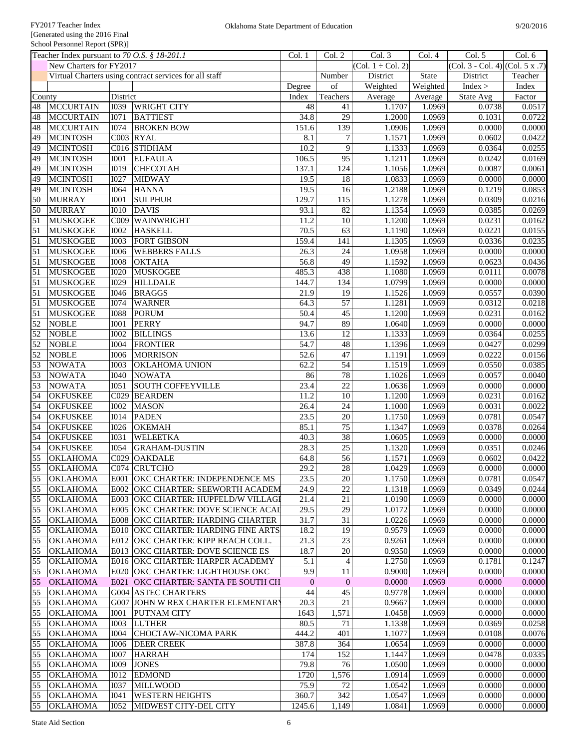FY2017 Teacher Index
[Generated using the 2016 Final School Personnel Report (SPR)]

Oklahoma State Department of Education

9/20/2016

| Teacher Index pursuant to *70 O.S. § 18-201.1* | | | | Col. 1 | Col. 2 | Col. 3 | Col. 4 | Col. 5 | Col. 6 |
|---|---|---|---|---|---|---|---|---|---|
| | New Charters for FY2017 | | | | | (Col. 1 ÷ Col. 2) | | (Col. 3 - Col. 4) | (Col. 5 x .7) |
| | Virtual Charters using contract services for all staff | | | | Number | District | State | District | Teacher |
| | | | | Degree | of | Weighted | Weighted | Index > | Index |
| County | | District | | Index | Teachers | Average | Average | State Avg | Factor |
| 48 | MCCURTAIN | I039 | WRIGHT CITY | 48 | 41 | 1.1707 | 1.0969 | 0.0738 | 0.0517 |
| 48 | MCCURTAIN | I071 | BATTIEST | 34.8 | 29 | 1.2000 | 1.0969 | 0.1031 | 0.0722 |
| 48 | MCCURTAIN | I074 | BROKEN BOW | 151.6 | 139 | 1.0906 | 1.0969 | 0.0000 | 0.0000 |
| 49 | MCINTOSH | C003 | RYAL | 8.1 | 7 | 1.1571 | 1.0969 | 0.0602 | 0.0422 |
| 49 | MCINTOSH | C016 | STIDHAM | 10.2 | 9 | 1.1333 | 1.0969 | 0.0364 | 0.0255 |
| 49 | MCINTOSH | I001 | EUFAULA | 106.5 | 95 | 1.1211 | 1.0969 | 0.0242 | 0.0169 |
| 49 | MCINTOSH | I019 | CHECOTAH | 137.1 | 124 | 1.1056 | 1.0969 | 0.0087 | 0.0061 |
| 49 | MCINTOSH | I027 | MIDWAY | 19.5 | 18 | 1.0833 | 1.0969 | 0.0000 | 0.0000 |
| 49 | MCINTOSH | I064 | HANNA | 19.5 | 16 | 1.2188 | 1.0969 | 0.1219 | 0.0853 |
| 50 | MURRAY | I001 | SULPHUR | 129.7 | 115 | 1.1278 | 1.0969 | 0.0309 | 0.0216 |
| 50 | MURRAY | I010 | DAVIS | 93.1 | 82 | 1.1354 | 1.0969 | 0.0385 | 0.0269 |
| 51 | MUSKOGEE | C009 | WAINWRIGHT | 11.2 | 10 | 1.1200 | 1.0969 | 0.0231 | 0.0162 |
| 51 | MUSKOGEE | I002 | HASKELL | 70.5 | 63 | 1.1190 | 1.0969 | 0.0221 | 0.0155 |
| 51 | MUSKOGEE | I003 | FORT GIBSON | 159.4 | 141 | 1.1305 | 1.0969 | 0.0336 | 0.0235 |
| 51 | MUSKOGEE | I006 | WEBBERS FALLS | 26.3 | 24 | 1.0958 | 1.0969 | 0.0000 | 0.0000 |
| 51 | MUSKOGEE | I008 | OKTAHA | 56.8 | 49 | 1.1592 | 1.0969 | 0.0623 | 0.0436 |
| 51 | MUSKOGEE | I020 | MUSKOGEE | 485.3 | 438 | 1.1080 | 1.0969 | 0.0111 | 0.0078 |
| 51 | MUSKOGEE | I029 | HILLDALE | 144.7 | 134 | 1.0799 | 1.0969 | 0.0000 | 0.0000 |
| 51 | MUSKOGEE | I046 | BRAGGS | 21.9 | 19 | 1.1526 | 1.0969 | 0.0557 | 0.0390 |
| 51 | MUSKOGEE | I074 | WARNER | 64.3 | 57 | 1.1281 | 1.0969 | 0.0312 | 0.0218 |
| 51 | MUSKOGEE | I088 | PORUM | 50.4 | 45 | 1.1200 | 1.0969 | 0.0231 | 0.0162 |
| 52 | NOBLE | I001 | PERRY | 94.7 | 89 | 1.0640 | 1.0969 | 0.0000 | 0.0000 |
| 52 | NOBLE | I002 | BILLINGS | 13.6 | 12 | 1.1333 | 1.0969 | 0.0364 | 0.0255 |
| 52 | NOBLE | I004 | FRONTIER | 54.7 | 48 | 1.1396 | 1.0969 | 0.0427 | 0.0299 |
| 52 | NOBLE | I006 | MORRISON | 52.6 | 47 | 1.1191 | 1.0969 | 0.0222 | 0.0156 |
| 53 | NOWATA | I003 | OKLAHOMA UNION | 62.2 | 54 | 1.1519 | 1.0969 | 0.0550 | 0.0385 |
| 53 | NOWATA | I040 | NOWATA | 86 | 78 | 1.1026 | 1.0969 | 0.0057 | 0.0040 |
| 53 | NOWATA | I051 | SOUTH COFFEYVILLE | 23.4 | 22 | 1.0636 | 1.0969 | 0.0000 | 0.0000 |
| 54 | OKFUSKEE | C029 | BEARDEN | 11.2 | 10 | 1.1200 | 1.0969 | 0.0231 | 0.0162 |
| 54 | OKFUSKEE | I002 | MASON | 26.4 | 24 | 1.1000 | 1.0969 | 0.0031 | 0.0022 |
| 54 | OKFUSKEE | I014 | PADEN | 23.5 | 20 | 1.1750 | 1.0969 | 0.0781 | 0.0547 |
| 54 | OKFUSKEE | I026 | OKEMAH | 85.1 | 75 | 1.1347 | 1.0969 | 0.0378 | 0.0264 |
| 54 | OKFUSKEE | I031 | WELEETKA | 40.3 | 38 | 1.0605 | 1.0969 | 0.0000 | 0.0000 |
| 54 | OKFUSKEE | I054 | GRAHAM-DUSTIN | 28.3 | 25 | 1.1320 | 1.0969 | 0.0351 | 0.0246 |
| 55 | OKLAHOMA | C029 | OAKDALE | 64.8 | 56 | 1.1571 | 1.0969 | 0.0602 | 0.0422 |
| 55 | OKLAHOMA | C074 | CRUTCHO | 29.2 | 28 | 1.0429 | 1.0969 | 0.0000 | 0.0000 |
| 55 | OKLAHOMA | E001 | OKC CHARTER: INDEPENDENCE MS | 23.5 | 20 | 1.1750 | 1.0969 | 0.0781 | 0.0547 |
| 55 | OKLAHOMA | E002 | OKC CHARTER: SEEWORTH ACADEM | 24.9 | 22 | 1.1318 | 1.0969 | 0.0349 | 0.0244 |
| 55 | OKLAHOMA | E003 | OKC CHARTER: HUPFELD/W VILLAGE | 21.4 | 21 | 1.0190 | 1.0969 | 0.0000 | 0.0000 |
| 55 | OKLAHOMA | E005 | OKC CHARTER: DOVE SCIENCE ACAD | 29.5 | 29 | 1.0172 | 1.0969 | 0.0000 | 0.0000 |
| 55 | OKLAHOMA | E008 | OKC CHARTER: HARDING CHARTER | 31.7 | 31 | 1.0226 | 1.0969 | 0.0000 | 0.0000 |
| 55 | OKLAHOMA | E010 | OKC CHARTER: HARDING FINE ARTS | 18.2 | 19 | 0.9579 | 1.0969 | 0.0000 | 0.0000 |
| 55 | OKLAHOMA | E012 | OKC CHARTER: KIPP REACH COLL. | 21.3 | 23 | 0.9261 | 1.0969 | 0.0000 | 0.0000 |
| 55 | OKLAHOMA | E013 | OKC CHARTER: DOVE SCIENCE ES | 18.7 | 20 | 0.9350 | 1.0969 | 0.0000 | 0.0000 |
| 55 | OKLAHOMA | E016 | OKC CHARTER: HARPER ACADEMY | 5.1 | 4 | 1.2750 | 1.0969 | 0.1781 | 0.1247 |
| 55 | OKLAHOMA | E020 | OKC CHARTER: LIGHTHOUSE OKC | 9.9 | 11 | 0.9000 | 1.0969 | 0.0000 | 0.0000 |
| 55 | OKLAHOMA | E021 | OKC CHARTER: SANTA FE SOUTH CH | 0 | 0 | 0.0000 | 1.0969 | 0.0000 | 0.0000 |
| 55 | OKLAHOMA | G004 | ASTEC CHARTERS | 44 | 45 | 0.9778 | 1.0969 | 0.0000 | 0.0000 |
| 55 | OKLAHOMA | G007 | JOHN W REX CHARTER ELEMENTARY | 20.3 | 21 | 0.9667 | 1.0969 | 0.0000 | 0.0000 |
| 55 | OKLAHOMA | I001 | PUTNAM CITY | 1643 | 1,571 | 1.0458 | 1.0969 | 0.0000 | 0.0000 |
| 55 | OKLAHOMA | I003 | LUTHER | 80.5 | 71 | 1.1338 | 1.0969 | 0.0369 | 0.0258 |
| 55 | OKLAHOMA | I004 | CHOCTAW-NICOMA PARK | 444.2 | 401 | 1.1077 | 1.0969 | 0.0108 | 0.0076 |
| 55 | OKLAHOMA | I006 | DEER CREEK | 387.8 | 364 | 1.0654 | 1.0969 | 0.0000 | 0.0000 |
| 55 | OKLAHOMA | I007 | HARRAH | 174 | 152 | 1.1447 | 1.0969 | 0.0478 | 0.0335 |
| 55 | OKLAHOMA | I009 | JONES | 79.8 | 76 | 1.0500 | 1.0969 | 0.0000 | 0.0000 |
| 55 | OKLAHOMA | I012 | EDMOND | 1720 | 1,576 | 1.0914 | 1.0969 | 0.0000 | 0.0000 |
| 55 | OKLAHOMA | I037 | MILLWOOD | 75.9 | 72 | 1.0542 | 1.0969 | 0.0000 | 0.0000 |
| 55 | OKLAHOMA | I041 | WESTERN HEIGHTS | 360.7 | 342 | 1.0547 | 1.0969 | 0.0000 | 0.0000 |
| 55 | OKLAHOMA | I052 | MIDWEST CITY-DEL CITY | 1245.6 | 1,149 | 1.0841 | 1.0969 | 0.0000 | 0.0000 |

State Aid Section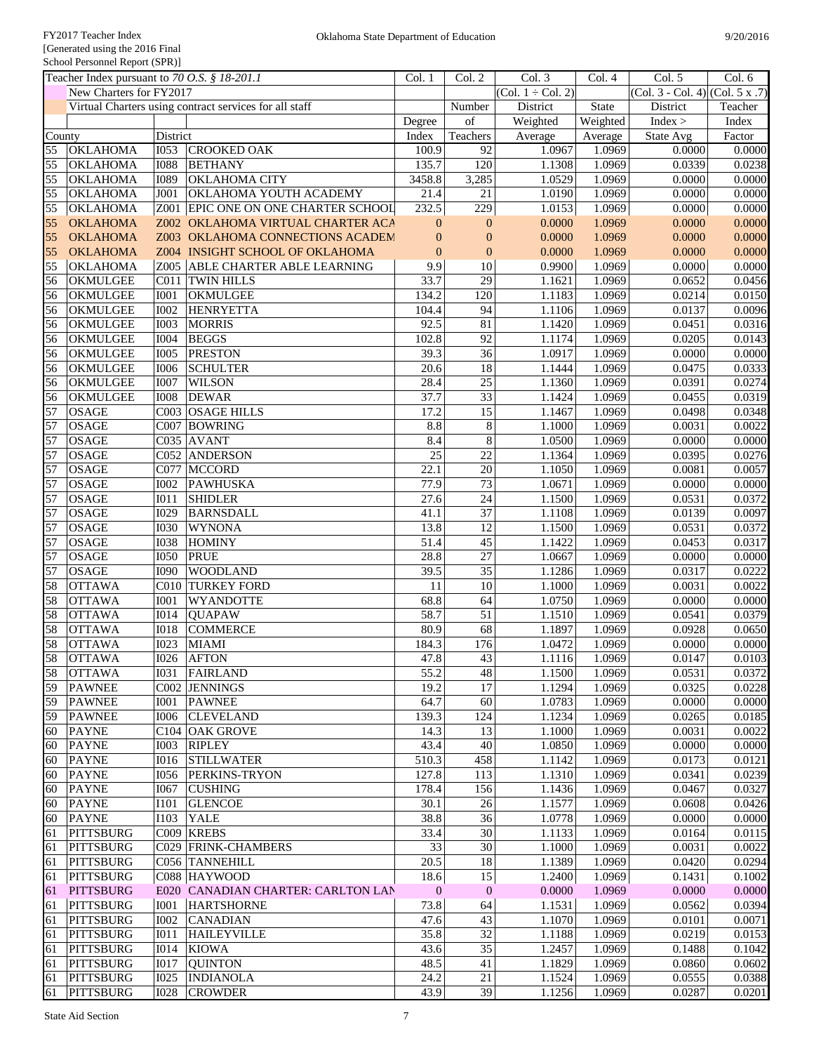FY2017 Teacher Index
[Generated using the 2016 Final School Personnel Report (SPR)]

Oklahoma State Department of Education

9/20/2016

| Teacher Index pursuant to *70 O.S. § 18-201.1* | | | | Col. 1 | Col. 2 | Col. 3 | Col. 4 | Col. 5 | Col. 6 |
|---|---|---|---|---|---|---|---|---|---|
| New Charters for FY2017 | | | | | | (Col. 1 ÷ Col. 2) | | (Col. 3 - Col. 4) | (Col. 5 x .7) |
| Virtual Charters using contract services for all staff | | | | | Number | District | State | District | Teacher |
| | | | | Degree | of | Weighted | Weighted | Index > | Index |
| County | | District | | Index | Teachers | Average | Average | State Avg | Factor |
| 55 | OKLAHOMA | I053 | CROOKED OAK | 100.9 | 92 | 1.0967 | 1.0969 | 0.0000 | 0.0000 |
| 55 | OKLAHOMA | I088 | BETHANY | 135.7 | 120 | 1.1308 | 1.0969 | 0.0339 | 0.0238 |
| 55 | OKLAHOMA | I089 | OKLAHOMA CITY | 3458.8 | 3,285 | 1.0529 | 1.0969 | 0.0000 | 0.0000 |
| 55 | OKLAHOMA | J001 | OKLAHOMA YOUTH ACADEMY | 21.4 | 21 | 1.0190 | 1.0969 | 0.0000 | 0.0000 |
| 55 | OKLAHOMA | Z001 | EPIC ONE ON ONE CHARTER SCHOOL | 232.5 | 229 | 1.0153 | 1.0969 | 0.0000 | 0.0000 |
| 55 | OKLAHOMA | Z002 | OKLAHOMA VIRTUAL CHARTER ACA | 0 | 0 | 0.0000 | 1.0969 | 0.0000 | 0.0000 |
| 55 | OKLAHOMA | Z003 | OKLAHOMA CONNECTIONS ACADEM | 0 | 0 | 0.0000 | 1.0969 | 0.0000 | 0.0000 |
| 55 | OKLAHOMA | Z004 | INSIGHT SCHOOL OF OKLAHOMA | 0 | 0 | 0.0000 | 1.0969 | 0.0000 | 0.0000 |
| 55 | OKLAHOMA | Z005 | ABLE CHARTER ABLE LEARNING | 9.9 | 10 | 0.9900 | 1.0969 | 0.0000 | 0.0000 |
| 56 | OKMULGEE | C011 | TWIN HILLS | 33.7 | 29 | 1.1621 | 1.0969 | 0.0652 | 0.0456 |
| 56 | OKMULGEE | I001 | OKMULGEE | 134.2 | 120 | 1.1183 | 1.0969 | 0.0214 | 0.0150 |
| 56 | OKMULGEE | I002 | HENRYETTA | 104.4 | 94 | 1.1106 | 1.0969 | 0.0137 | 0.0096 |
| 56 | OKMULGEE | I003 | MORRIS | 92.5 | 81 | 1.1420 | 1.0969 | 0.0451 | 0.0316 |
| 56 | OKMULGEE | I004 | BEGGS | 102.8 | 92 | 1.1174 | 1.0969 | 0.0205 | 0.0143 |
| 56 | OKMULGEE | I005 | PRESTON | 39.3 | 36 | 1.0917 | 1.0969 | 0.0000 | 0.0000 |
| 56 | OKMULGEE | I006 | SCHULTER | 20.6 | 18 | 1.1444 | 1.0969 | 0.0475 | 0.0333 |
| 56 | OKMULGEE | I007 | WILSON | 28.4 | 25 | 1.1360 | 1.0969 | 0.0391 | 0.0274 |
| 56 | OKMULGEE | I008 | DEWAR | 37.7 | 33 | 1.1424 | 1.0969 | 0.0455 | 0.0319 |
| 57 | OSAGE | C003 | OSAGE HILLS | 17.2 | 15 | 1.1467 | 1.0969 | 0.0498 | 0.0348 |
| 57 | OSAGE | C007 | BOWRING | 8.8 | 8 | 1.1000 | 1.0969 | 0.0031 | 0.0022 |
| 57 | OSAGE | C035 | AVANT | 8.4 | 8 | 1.0500 | 1.0969 | 0.0000 | 0.0000 |
| 57 | OSAGE | C052 | ANDERSON | 25 | 22 | 1.1364 | 1.0969 | 0.0395 | 0.0276 |
| 57 | OSAGE | C077 | MCCORD | 22.1 | 20 | 1.1050 | 1.0969 | 0.0081 | 0.0057 |
| 57 | OSAGE | I002 | PAWHUSKA | 77.9 | 73 | 1.0671 | 1.0969 | 0.0000 | 0.0000 |
| 57 | OSAGE | I011 | SHIDLER | 27.6 | 24 | 1.1500 | 1.0969 | 0.0531 | 0.0372 |
| 57 | OSAGE | I029 | BARNSDALL | 41.1 | 37 | 1.1108 | 1.0969 | 0.0139 | 0.0097 |
| 57 | OSAGE | I030 | WYNONA | 13.8 | 12 | 1.1500 | 1.0969 | 0.0531 | 0.0372 |
| 57 | OSAGE | I038 | HOMINY | 51.4 | 45 | 1.1422 | 1.0969 | 0.0453 | 0.0317 |
| 57 | OSAGE | I050 | PRUE | 28.8 | 27 | 1.0667 | 1.0969 | 0.0000 | 0.0000 |
| 57 | OSAGE | I090 | WOODLAND | 39.5 | 35 | 1.1286 | 1.0969 | 0.0317 | 0.0222 |
| 58 | OTTAWA | C010 | TURKEY FORD | 11 | 10 | 1.1000 | 1.0969 | 0.0031 | 0.0022 |
| 58 | OTTAWA | I001 | WYANDOTTE | 68.8 | 64 | 1.0750 | 1.0969 | 0.0000 | 0.0000 |
| 58 | OTTAWA | I014 | QUAPAW | 58.7 | 51 | 1.1510 | 1.0969 | 0.0541 | 0.0379 |
| 58 | OTTAWA | I018 | COMMERCE | 80.9 | 68 | 1.1897 | 1.0969 | 0.0928 | 0.0650 |
| 58 | OTTAWA | I023 | MIAMI | 184.3 | 176 | 1.0472 | 1.0969 | 0.0000 | 0.0000 |
| 58 | OTTAWA | I026 | AFTON | 47.8 | 43 | 1.1116 | 1.0969 | 0.0147 | 0.0103 |
| 58 | OTTAWA | I031 | FAIRLAND | 55.2 | 48 | 1.1500 | 1.0969 | 0.0531 | 0.0372 |
| 59 | PAWNEE | C002 | JENNINGS | 19.2 | 17 | 1.1294 | 1.0969 | 0.0325 | 0.0228 |
| 59 | PAWNEE | I001 | PAWNEE | 64.7 | 60 | 1.0783 | 1.0969 | 0.0000 | 0.0000 |
| 59 | PAWNEE | I006 | CLEVELAND | 139.3 | 124 | 1.1234 | 1.0969 | 0.0265 | 0.0185 |
| 60 | PAYNE | C104 | OAK GROVE | 14.3 | 13 | 1.1000 | 1.0969 | 0.0031 | 0.0022 |
| 60 | PAYNE | I003 | RIPLEY | 43.4 | 40 | 1.0850 | 1.0969 | 0.0000 | 0.0000 |
| 60 | PAYNE | I016 | STILLWATER | 510.3 | 458 | 1.1142 | 1.0969 | 0.0173 | 0.0121 |
| 60 | PAYNE | I056 | PERKINS-TRYON | 127.8 | 113 | 1.1310 | 1.0969 | 0.0341 | 0.0239 |
| 60 | PAYNE | I067 | CUSHING | 178.4 | 156 | 1.1436 | 1.0969 | 0.0467 | 0.0327 |
| 60 | PAYNE | I101 | GLENCOE | 30.1 | 26 | 1.1577 | 1.0969 | 0.0608 | 0.0426 |
| 60 | PAYNE | I103 | YALE | 38.8 | 36 | 1.0778 | 1.0969 | 0.0000 | 0.0000 |
| 61 | PITTSBURG | C009 | KREBS | 33.4 | 30 | 1.1133 | 1.0969 | 0.0164 | 0.0115 |
| 61 | PITTSBURG | C029 | FRINK-CHAMBERS | 33 | 30 | 1.1000 | 1.0969 | 0.0031 | 0.0022 |
| 61 | PITTSBURG | C056 | TANNEHILL | 20.5 | 18 | 1.1389 | 1.0969 | 0.0420 | 0.0294 |
| 61 | PITTSBURG | C088 | HAYWOOD | 18.6 | 15 | 1.2400 | 1.0969 | 0.1431 | 0.1002 |
| 61 | PITTSBURG | E020 | CANADIAN CHARTER: CARLTON LAN | 0 | 0 | 0.0000 | 1.0969 | 0.0000 | 0.0000 |
| 61 | PITTSBURG | I001 | HARTSHORNE | 73.8 | 64 | 1.1531 | 1.0969 | 0.0562 | 0.0394 |
| 61 | PITTSBURG | I002 | CANADIAN | 47.6 | 43 | 1.1070 | 1.0969 | 0.0101 | 0.0071 |
| 61 | PITTSBURG | I011 | HAILEYVILLE | 35.8 | 32 | 1.1188 | 1.0969 | 0.0219 | 0.0153 |
| 61 | PITTSBURG | I014 | KIOWA | 43.6 | 35 | 1.2457 | 1.0969 | 0.1488 | 0.1042 |
| 61 | PITTSBURG | I017 | QUINTON | 48.5 | 41 | 1.1829 | 1.0969 | 0.0860 | 0.0602 |
| 61 | PITTSBURG | I025 | INDIANOLA | 24.2 | 21 | 1.1524 | 1.0969 | 0.0555 | 0.0388 |
| 61 | PITTSBURG | I028 | CROWDER | 43.9 | 39 | 1.1256 | 1.0969 | 0.0287 | 0.0201 |

State Aid Section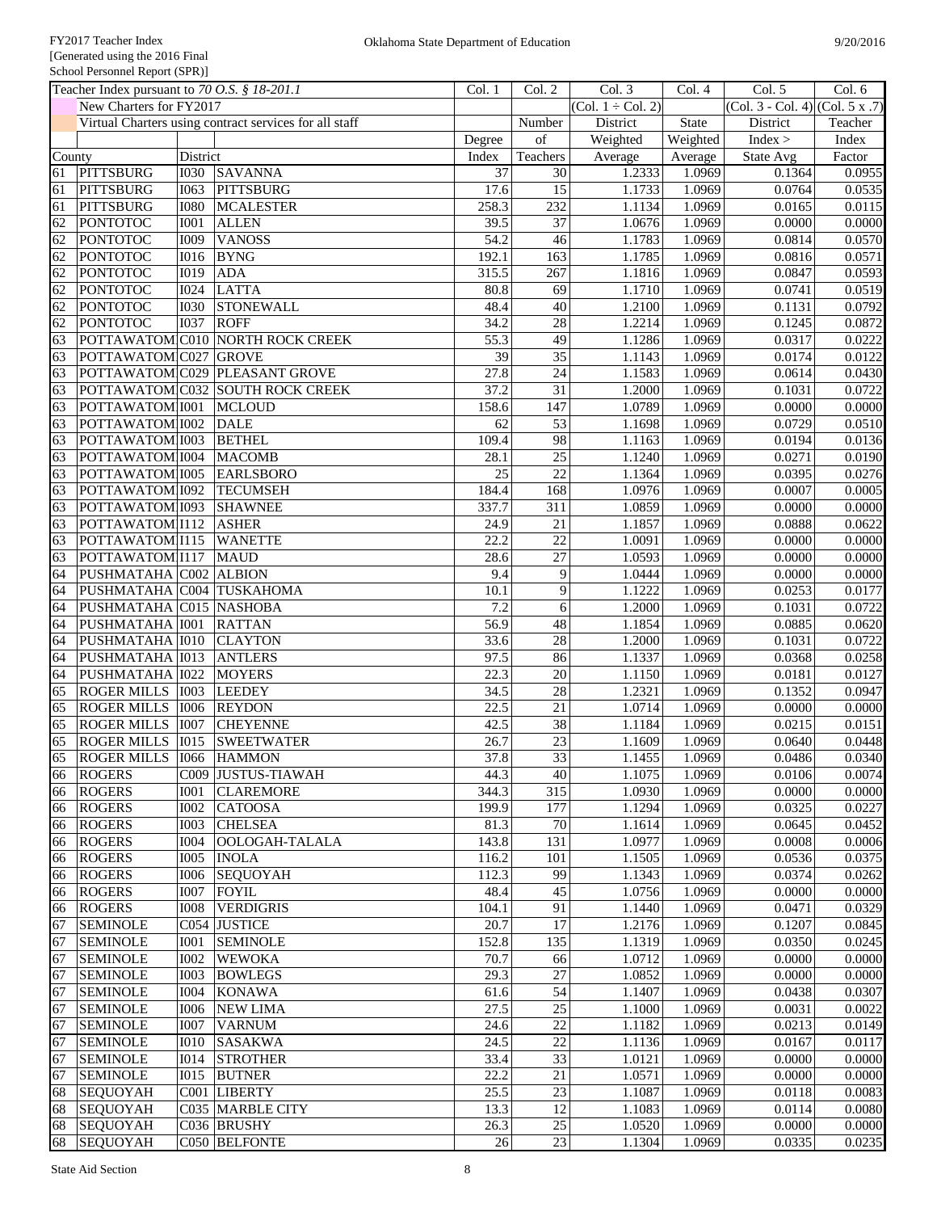FY2017 Teacher Index
[Generated using the 2016 Final School Personnel Report (SPR)]

Oklahoma State Department of Education

9/20/2016

| Teacher Index pursuant to *70 O.S. § 18-201.1* | | | | Col. 1 | Col. 2 | Col. 3 | Col. 4 | Col. 5 | Col. 6 |
|---|---|---|---|---|---|---|---|---|---|
| | New Charters for FY2017 | | | | | (Col. 1 ÷ Col. 2) | | (Col. 3 - Col. 4) | (Col. 5 x .7) |
| | Virtual Charters using contract services for all staff | | | | Number | District | State | District | Teacher |
| | | | | Degree | of | Weighted | Weighted | Index > | Index |
| County | | District | | Index | Teachers | Average | Average | State Avg | Factor |
| 61 | PITTSBURG | I030 | SAVANNA | 37 | 30 | 1.2333 | 1.0969 | 0.1364 | 0.0955 |
| 61 | PITTSBURG | I063 | PITTSBURG | 17.6 | 15 | 1.1733 | 1.0969 | 0.0764 | 0.0535 |
| 61 | PITTSBURG | I080 | MCALESTER | 258.3 | 232 | 1.1134 | 1.0969 | 0.0165 | 0.0115 |
| 62 | PONTOTOC | I001 | ALLEN | 39.5 | 37 | 1.0676 | 1.0969 | 0.0000 | 0.0000 |
| 62 | PONTOTOC | I009 | VANOSS | 54.2 | 46 | 1.1783 | 1.0969 | 0.0814 | 0.0570 |
| 62 | PONTOTOC | I016 | BYNG | 192.1 | 163 | 1.1785 | 1.0969 | 0.0816 | 0.0571 |
| 62 | PONTOTOC | I019 | ADA | 315.5 | 267 | 1.1816 | 1.0969 | 0.0847 | 0.0593 |
| 62 | PONTOTOC | I024 | LATTA | 80.8 | 69 | 1.1710 | 1.0969 | 0.0741 | 0.0519 |
| 62 | PONTOTOC | I030 | STONEWALL | 48.4 | 40 | 1.2100 | 1.0969 | 0.1131 | 0.0792 |
| 62 | PONTOTOC | I037 | ROFF | 34.2 | 28 | 1.2214 | 1.0969 | 0.1245 | 0.0872 |
| 63 | POTTAWATOM | C010 | NORTH ROCK CREEK | 55.3 | 49 | 1.1286 | 1.0969 | 0.0317 | 0.0222 |
| 63 | POTTAWATOM | C027 | GROVE | 39 | 35 | 1.1143 | 1.0969 | 0.0174 | 0.0122 |
| 63 | POTTAWATOM | C029 | PLEASANT GROVE | 27.8 | 24 | 1.1583 | 1.0969 | 0.0614 | 0.0430 |
| 63 | POTTAWATOM | C032 | SOUTH ROCK CREEK | 37.2 | 31 | 1.2000 | 1.0969 | 0.1031 | 0.0722 |
| 63 | POTTAWATOM | I001 | MCLOUD | 158.6 | 147 | 1.0789 | 1.0969 | 0.0000 | 0.0000 |
| 63 | POTTAWATOM | I002 | DALE | 62 | 53 | 1.1698 | 1.0969 | 0.0729 | 0.0510 |
| 63 | POTTAWATOM | I003 | BETHEL | 109.4 | 98 | 1.1163 | 1.0969 | 0.0194 | 0.0136 |
| 63 | POTTAWATOM | I004 | MACOMB | 28.1 | 25 | 1.1240 | 1.0969 | 0.0271 | 0.0190 |
| 63 | POTTAWATOM | I005 | EARLSBORO | 25 | 22 | 1.1364 | 1.0969 | 0.0395 | 0.0276 |
| 63 | POTTAWATOM | I092 | TECUMSEH | 184.4 | 168 | 1.0976 | 1.0969 | 0.0007 | 0.0005 |
| 63 | POTTAWATOM | I093 | SHAWNEE | 337.7 | 311 | 1.0859 | 1.0969 | 0.0000 | 0.0000 |
| 63 | POTTAWATOM | I112 | ASHER | 24.9 | 21 | 1.1857 | 1.0969 | 0.0888 | 0.0622 |
| 63 | POTTAWATOM | I115 | WANETTE | 22.2 | 22 | 1.0091 | 1.0969 | 0.0000 | 0.0000 |
| 63 | POTTAWATOM | I117 | MAUD | 28.6 | 27 | 1.0593 | 1.0969 | 0.0000 | 0.0000 |
| 64 | PUSHMATAHA | C002 | ALBION | 9.4 | 9 | 1.0444 | 1.0969 | 0.0000 | 0.0000 |
| 64 | PUSHMATAHA | C004 | TUSKAHOMA | 10.1 | 9 | 1.1222 | 1.0969 | 0.0253 | 0.0177 |
| 64 | PUSHMATAHA | C015 | NASHOBA | 7.2 | 6 | 1.2000 | 1.0969 | 0.1031 | 0.0722 |
| 64 | PUSHMATAHA | I001 | RATTAN | 56.9 | 48 | 1.1854 | 1.0969 | 0.0885 | 0.0620 |
| 64 | PUSHMATAHA | I010 | CLAYTON | 33.6 | 28 | 1.2000 | 1.0969 | 0.1031 | 0.0722 |
| 64 | PUSHMATAHA | I013 | ANTLERS | 97.5 | 86 | 1.1337 | 1.0969 | 0.0368 | 0.0258 |
| 64 | PUSHMATAHA | I022 | MOYERS | 22.3 | 20 | 1.1150 | 1.0969 | 0.0181 | 0.0127 |
| 65 | ROGER MILLS | I003 | LEEDEY | 34.5 | 28 | 1.2321 | 1.0969 | 0.1352 | 0.0947 |
| 65 | ROGER MILLS | I006 | REYDON | 22.5 | 21 | 1.0714 | 1.0969 | 0.0000 | 0.0000 |
| 65 | ROGER MILLS | I007 | CHEYENNE | 42.5 | 38 | 1.1184 | 1.0969 | 0.0215 | 0.0151 |
| 65 | ROGER MILLS | I015 | SWEETWATER | 26.7 | 23 | 1.1609 | 1.0969 | 0.0640 | 0.0448 |
| 65 | ROGER MILLS | I066 | HAMMON | 37.8 | 33 | 1.1455 | 1.0969 | 0.0486 | 0.0340 |
| 66 | ROGERS | C009 | JUSTUS-TIAWAH | 44.3 | 40 | 1.1075 | 1.0969 | 0.0106 | 0.0074 |
| 66 | ROGERS | I001 | CLAREMORE | 344.3 | 315 | 1.0930 | 1.0969 | 0.0000 | 0.0000 |
| 66 | ROGERS | I002 | CATOOSA | 199.9 | 177 | 1.1294 | 1.0969 | 0.0325 | 0.0227 |
| 66 | ROGERS | I003 | CHELSEA | 81.3 | 70 | 1.1614 | 1.0969 | 0.0645 | 0.0452 |
| 66 | ROGERS | I004 | OOLOGAH-TALALA | 143.8 | 131 | 1.0977 | 1.0969 | 0.0008 | 0.0006 |
| 66 | ROGERS | I005 | INOLA | 116.2 | 101 | 1.1505 | 1.0969 | 0.0536 | 0.0375 |
| 66 | ROGERS | I006 | SEQUOYAH | 112.3 | 99 | 1.1343 | 1.0969 | 0.0374 | 0.0262 |
| 66 | ROGERS | I007 | FOYIL | 48.4 | 45 | 1.0756 | 1.0969 | 0.0000 | 0.0000 |
| 66 | ROGERS | I008 | VERDIGRIS | 104.1 | 91 | 1.1440 | 1.0969 | 0.0471 | 0.0329 |
| 67 | SEMINOLE | C054 | JUSTICE | 20.7 | 17 | 1.2176 | 1.0969 | 0.1207 | 0.0845 |
| 67 | SEMINOLE | I001 | SEMINOLE | 152.8 | 135 | 1.1319 | 1.0969 | 0.0350 | 0.0245 |
| 67 | SEMINOLE | I002 | WEWOKA | 70.7 | 66 | 1.0712 | 1.0969 | 0.0000 | 0.0000 |
| 67 | SEMINOLE | I003 | BOWLEGS | 29.3 | 27 | 1.0852 | 1.0969 | 0.0000 | 0.0000 |
| 67 | SEMINOLE | I004 | KONAWA | 61.6 | 54 | 1.1407 | 1.0969 | 0.0438 | 0.0307 |
| 67 | SEMINOLE | I006 | NEW LIMA | 27.5 | 25 | 1.1000 | 1.0969 | 0.0031 | 0.0022 |
| 67 | SEMINOLE | I007 | VARNUM | 24.6 | 22 | 1.1182 | 1.0969 | 0.0213 | 0.0149 |
| 67 | SEMINOLE | I010 | SASAKWA | 24.5 | 22 | 1.1136 | 1.0969 | 0.0167 | 0.0117 |
| 67 | SEMINOLE | I014 | STROTHER | 33.4 | 33 | 1.0121 | 1.0969 | 0.0000 | 0.0000 |
| 67 | SEMINOLE | I015 | BUTNER | 22.2 | 21 | 1.0571 | 1.0969 | 0.0000 | 0.0000 |
| 68 | SEQUOYAH | C001 | LIBERTY | 25.5 | 23 | 1.1087 | 1.0969 | 0.0118 | 0.0083 |
| 68 | SEQUOYAH | C035 | MARBLE CITY | 13.3 | 12 | 1.1083 | 1.0969 | 0.0114 | 0.0080 |
| 68 | SEQUOYAH | C036 | BRUSHY | 26.3 | 25 | 1.0520 | 1.0969 | 0.0000 | 0.0000 |
| 68 | SEQUOYAH | C050 | BELFONTE | 26 | 23 | 1.1304 | 1.0969 | 0.0335 | 0.0235 |

State Aid Section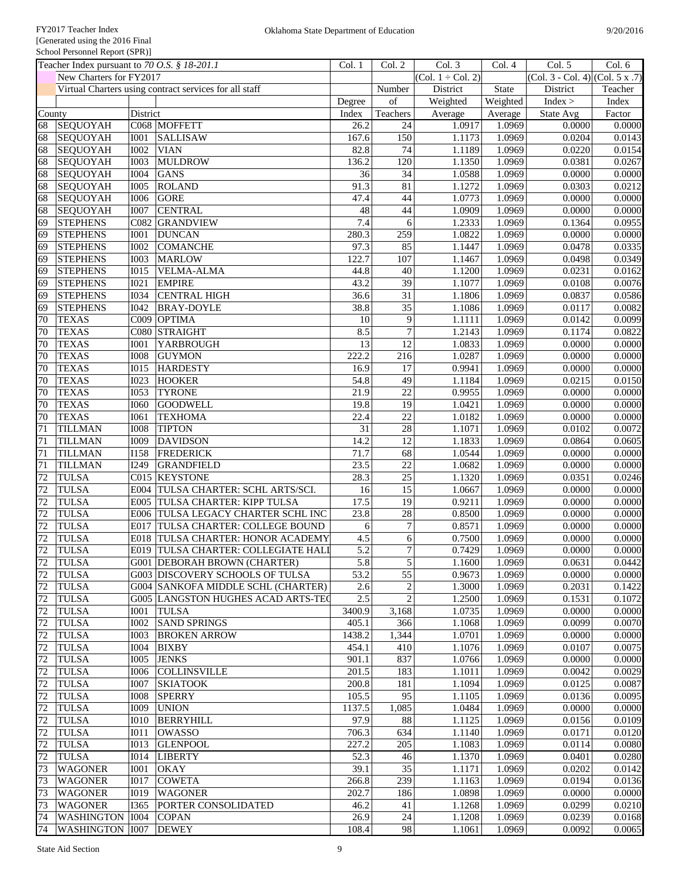FY2017 Teacher Index
[Generated using the 2016 Final School Personnel Report (SPR)]

Oklahoma State Department of Education

9/20/2016

| Teacher Index pursuant to *70 O.S. § 18-201.1* | | | | Col. 1 | Col. 2 | Col. 3 | Col. 4 | Col. 5 | Col. 6 |
|---|---|---|---|---|---|---|---|---|---|
| New Charters for FY2017 | | | | | | (Col. 1 ÷ Col. 2) | | (Col. 3 - Col. 4) | (Col. 5 x .7) |
| Virtual Charters using contract services for all staff | | | | | Number | District | State | District | Teacher |
| | | | | Degree | of | Weighted | Weighted | Index > | Index |
| County | | District | | Index | Teachers | Average | Average | State Avg | Factor |
| 68 | SEQUOYAH | C068 | MOFFETT | 26.2 | 24 | 1.0917 | 1.0969 | 0.0000 | 0.0000 |
| 68 | SEQUOYAH | I001 | SALLISAW | 167.6 | 150 | 1.1173 | 1.0969 | 0.0204 | 0.0143 |
| 68 | SEQUOYAH | I002 | VIAN | 82.8 | 74 | 1.1189 | 1.0969 | 0.0220 | 0.0154 |
| 68 | SEQUOYAH | I003 | MULDROW | 136.2 | 120 | 1.1350 | 1.0969 | 0.0381 | 0.0267 |
| 68 | SEQUOYAH | I004 | GANS | 36 | 34 | 1.0588 | 1.0969 | 0.0000 | 0.0000 |
| 68 | SEQUOYAH | I005 | ROLAND | 91.3 | 81 | 1.1272 | 1.0969 | 0.0303 | 0.0212 |
| 68 | SEQUOYAH | I006 | GORE | 47.4 | 44 | 1.0773 | 1.0969 | 0.0000 | 0.0000 |
| 68 | SEQUOYAH | I007 | CENTRAL | 48 | 44 | 1.0909 | 1.0969 | 0.0000 | 0.0000 |
| 69 | STEPHENS | C082 | GRANDVIEW | 7.4 | 6 | 1.2333 | 1.0969 | 0.1364 | 0.0955 |
| 69 | STEPHENS | I001 | DUNCAN | 280.3 | 259 | 1.0822 | 1.0969 | 0.0000 | 0.0000 |
| 69 | STEPHENS | I002 | COMANCHE | 97.3 | 85 | 1.1447 | 1.0969 | 0.0478 | 0.0335 |
| 69 | STEPHENS | I003 | MARLOW | 122.7 | 107 | 1.1467 | 1.0969 | 0.0498 | 0.0349 |
| 69 | STEPHENS | I015 | VELMA-ALMA | 44.8 | 40 | 1.1200 | 1.0969 | 0.0231 | 0.0162 |
| 69 | STEPHENS | I021 | EMPIRE | 43.2 | 39 | 1.1077 | 1.0969 | 0.0108 | 0.0076 |
| 69 | STEPHENS | I034 | CENTRAL HIGH | 36.6 | 31 | 1.1806 | 1.0969 | 0.0837 | 0.0586 |
| 69 | STEPHENS | I042 | BRAY-DOYLE | 38.8 | 35 | 1.1086 | 1.0969 | 0.0117 | 0.0082 |
| 70 | TEXAS | C009 | OPTIMA | 10 | 9 | 1.1111 | 1.0969 | 0.0142 | 0.0099 |
| 70 | TEXAS | C080 | STRAIGHT | 8.5 | 7 | 1.2143 | 1.0969 | 0.1174 | 0.0822 |
| 70 | TEXAS | I001 | YARBROUGH | 13 | 12 | 1.0833 | 1.0969 | 0.0000 | 0.0000 |
| 70 | TEXAS | I008 | GUYMON | 222.2 | 216 | 1.0287 | 1.0969 | 0.0000 | 0.0000 |
| 70 | TEXAS | I015 | HARDESTY | 16.9 | 17 | 0.9941 | 1.0969 | 0.0000 | 0.0000 |
| 70 | TEXAS | I023 | HOOKER | 54.8 | 49 | 1.1184 | 1.0969 | 0.0215 | 0.0150 |
| 70 | TEXAS | I053 | TYRONE | 21.9 | 22 | 0.9955 | 1.0969 | 0.0000 | 0.0000 |
| 70 | TEXAS | I060 | GOODWELL | 19.8 | 19 | 1.0421 | 1.0969 | 0.0000 | 0.0000 |
| 70 | TEXAS | I061 | TEXHOMA | 22.4 | 22 | 1.0182 | 1.0969 | 0.0000 | 0.0000 |
| 71 | TILLMAN | I008 | TIPTON | 31 | 28 | 1.1071 | 1.0969 | 0.0102 | 0.0072 |
| 71 | TILLMAN | I009 | DAVIDSON | 14.2 | 12 | 1.1833 | 1.0969 | 0.0864 | 0.0605 |
| 71 | TILLMAN | I158 | FREDERICK | 71.7 | 68 | 1.0544 | 1.0969 | 0.0000 | 0.0000 |
| 71 | TILLMAN | I249 | GRANDFIELD | 23.5 | 22 | 1.0682 | 1.0969 | 0.0000 | 0.0000 |
| 72 | TULSA | C015 | KEYSTONE | 28.3 | 25 | 1.1320 | 1.0969 | 0.0351 | 0.0246 |
| 72 | TULSA | E004 | TULSA CHARTER: SCHL ARTS/SCI. | 16 | 15 | 1.0667 | 1.0969 | 0.0000 | 0.0000 |
| 72 | TULSA | E005 | TULSA CHARTER: KIPP TULSA | 17.5 | 19 | 0.9211 | 1.0969 | 0.0000 | 0.0000 |
| 72 | TULSA | E006 | TULSA LEGACY CHARTER SCHL INC | 23.8 | 28 | 0.8500 | 1.0969 | 0.0000 | 0.0000 |
| 72 | TULSA | E017 | TULSA CHARTER: COLLEGE BOUND | 6 | 7 | 0.8571 | 1.0969 | 0.0000 | 0.0000 |
| 72 | TULSA | E018 | TULSA CHARTER: HONOR ACADEMY | 4.5 | 6 | 0.7500 | 1.0969 | 0.0000 | 0.0000 |
| 72 | TULSA | E019 | TULSA CHARTER: COLLEGIATE HALL | 5.2 | 7 | 0.7429 | 1.0969 | 0.0000 | 0.0000 |
| 72 | TULSA | G001 | DEBORAH BROWN (CHARTER) | 5.8 | 5 | 1.1600 | 1.0969 | 0.0631 | 0.0442 |
| 72 | TULSA | G003 | DISCOVERY SCHOOLS OF TULSA | 53.2 | 55 | 0.9673 | 1.0969 | 0.0000 | 0.0000 |
| 72 | TULSA | G004 | SANKOFA MIDDLE SCHL (CHARTER) | 2.6 | 2 | 1.3000 | 1.0969 | 0.2031 | 0.1422 |
| 72 | TULSA | G005 | LANGSTON HUGHES ACAD ARTS-TEC | 2.5 | 2 | 1.2500 | 1.0969 | 0.1531 | 0.1072 |
| 72 | TULSA | I001 | TULSA | 3400.9 | 3,168 | 1.0735 | 1.0969 | 0.0000 | 0.0000 |
| 72 | TULSA | I002 | SAND SPRINGS | 405.1 | 366 | 1.1068 | 1.0969 | 0.0099 | 0.0070 |
| 72 | TULSA | I003 | BROKEN ARROW | 1438.2 | 1,344 | 1.0701 | 1.0969 | 0.0000 | 0.0000 |
| 72 | TULSA | I004 | BIXBY | 454.1 | 410 | 1.1076 | 1.0969 | 0.0107 | 0.0075 |
| 72 | TULSA | I005 | JENKS | 901.1 | 837 | 1.0766 | 1.0969 | 0.0000 | 0.0000 |
| 72 | TULSA | I006 | COLLINSVILLE | 201.5 | 183 | 1.1011 | 1.0969 | 0.0042 | 0.0029 |
| 72 | TULSA | I007 | SKIATOOK | 200.8 | 181 | 1.1094 | 1.0969 | 0.0125 | 0.0087 |
| 72 | TULSA | I008 | SPERRY | 105.5 | 95 | 1.1105 | 1.0969 | 0.0136 | 0.0095 |
| 72 | TULSA | I009 | UNION | 1137.5 | 1,085 | 1.0484 | 1.0969 | 0.0000 | 0.0000 |
| 72 | TULSA | I010 | BERRYHILL | 97.9 | 88 | 1.1125 | 1.0969 | 0.0156 | 0.0109 |
| 72 | TULSA | I011 | OWASSO | 706.3 | 634 | 1.1140 | 1.0969 | 0.0171 | 0.0120 |
| 72 | TULSA | I013 | GLENPOOL | 227.2 | 205 | 1.1083 | 1.0969 | 0.0114 | 0.0080 |
| 72 | TULSA | I014 | LIBERTY | 52.3 | 46 | 1.1370 | 1.0969 | 0.0401 | 0.0280 |
| 73 | WAGONER | I001 | OKAY | 39.1 | 35 | 1.1171 | 1.0969 | 0.0202 | 0.0142 |
| 73 | WAGONER | I017 | COWETA | 266.8 | 239 | 1.1163 | 1.0969 | 0.0194 | 0.0136 |
| 73 | WAGONER | I019 | WAGONER | 202.7 | 186 | 1.0898 | 1.0969 | 0.0000 | 0.0000 |
| 73 | WAGONER | I365 | PORTER CONSOLIDATED | 46.2 | 41 | 1.1268 | 1.0969 | 0.0299 | 0.0210 |
| 74 | WASHINGTON | I004 | COPAN | 26.9 | 24 | 1.1208 | 1.0969 | 0.0239 | 0.0168 |
| 74 | WASHINGTON | I007 | DEWEY | 108.4 | 98 | 1.1061 | 1.0969 | 0.0092 | 0.0065 |

State Aid Section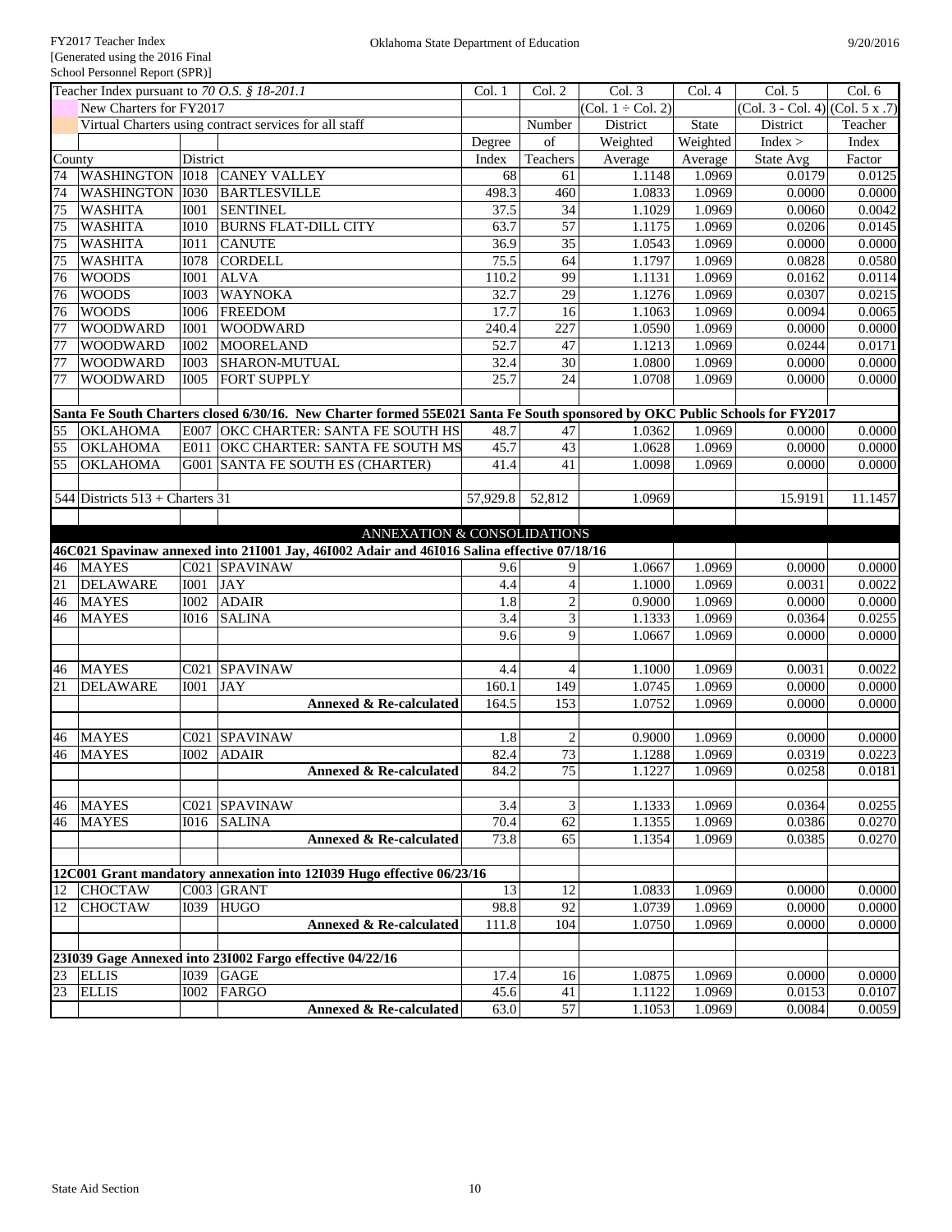FY2017 Teacher Index
[Generated using the 2016 Final School Personnel Report (SPR)]

Oklahoma State Department of Education

9/20/2016

| Teacher Index pursuant to *70 O.S. § 18-201.1* | | | | Col. 1 | Col. 2 | Col. 3 | Col. 4 | Col. 5 | Col. 6 |
|---|---|---|---|---|---|---|---|---|---|
| | New Charters for FY2017 | | | | | (Col. 1 ÷ Col. 2) | | (Col. 3 - Col. 4) | (Col. 5 x .7) |
| | Virtual Charters using contract services for all staff | | | | Number | District | State | District | Teacher |
| | | | | Degree | of | Weighted | Weighted | Index > | Index |
| County | | District | | Index | Teachers | Average | Average | State Avg | Factor |
| 74 | WASHINGTON | I018 | CANEY VALLEY | 68 | 61 | 1.1148 | 1.0969 | 0.0179 | 0.0125 |
| 74 | WASHINGTON | I030 | BARTLESVILLE | 498.3 | 460 | 1.0833 | 1.0969 | 0.0000 | 0.0000 |
| 75 | WASHITA | I001 | SENTINEL | 37.5 | 34 | 1.1029 | 1.0969 | 0.0060 | 0.0042 |
| 75 | WASHITA | I010 | BURNS FLAT-DILL CITY | 63.7 | 57 | 1.1175 | 1.0969 | 0.0206 | 0.0145 |
| 75 | WASHITA | I011 | CANUTE | 36.9 | 35 | 1.0543 | 1.0969 | 0.0000 | 0.0000 |
| 75 | WASHITA | I078 | CORDELL | 75.5 | 64 | 1.1797 | 1.0969 | 0.0828 | 0.0580 |
| 76 | WOODS | I001 | ALVA | 110.2 | 99 | 1.1131 | 1.0969 | 0.0162 | 0.0114 |
| 76 | WOODS | I003 | WAYNOKA | 32.7 | 29 | 1.1276 | 1.0969 | 0.0307 | 0.0215 |
| 76 | WOODS | I006 | FREEDOM | 17.7 | 16 | 1.1063 | 1.0969 | 0.0094 | 0.0065 |
| 77 | WOODWARD | I001 | WOODWARD | 240.4 | 227 | 1.0590 | 1.0969 | 0.0000 | 0.0000 |
| 77 | WOODWARD | I002 | MOORELAND | 52.7 | 47 | 1.1213 | 1.0969 | 0.0244 | 0.0171 |
| 77 | WOODWARD | I003 | SHARON-MUTUAL | 32.4 | 30 | 1.0800 | 1.0969 | 0.0000 | 0.0000 |
| 77 | WOODWARD | I005 | FORT SUPPLY | 25.7 | 24 | 1.0708 | 1.0969 | 0.0000 | 0.0000 |
| | | | | | | | | | |
| **Santa Fe South Charters closed 6/30/16. New Charter formed 55E021 Santa Fe South sponsored by OKC Public Schools for FY2017** | | | | | | | | | |
| 55 | OKLAHOMA | E007 | OKC CHARTER: SANTA FE SOUTH HS | 48.7 | 47 | 1.0362 | 1.0969 | 0.0000 | 0.0000 |
| 55 | OKLAHOMA | E011 | OKC CHARTER: SANTA FE SOUTH MS | 45.7 | 43 | 1.0628 | 1.0969 | 0.0000 | 0.0000 |
| 55 | OKLAHOMA | G001 | SANTA FE SOUTH ES (CHARTER) | 41.4 | 41 | 1.0098 | 1.0969 | 0.0000 | 0.0000 |
| | | | | | | | | | |
| 544 | Districts 513 + Charters 31 | | | 57,929.8 | 52,812 | 1.0969 | | 15.9191 | 11.1457 |

| | | | | | | | | | |
|---|---|---|---|---|---|---|---|---|---|
| | | | ANNEXATION & CONSOLIDATIONS | | | | | | |
| **46C021 Spavinaw annexed into 21I001 Jay, 46I002 Adair and 46I016 Salina effective 07/18/16** | | | | | | | | | |
| 46 | MAYES | C021 | SPAVINAW | 9.6 | 9 | 1.0667 | 1.0969 | 0.0000 | 0.0000 |
| 21 | DELAWARE | I001 | JAY | 4.4 | 4 | 1.1000 | 1.0969 | 0.0031 | 0.0022 |
| 46 | MAYES | I002 | ADAIR | 1.8 | 2 | 0.9000 | 1.0969 | 0.0000 | 0.0000 |
| 46 | MAYES | I016 | SALINA | 3.4 | 3 | 1.1333 | 1.0969 | 0.0364 | 0.0255 |
| | | | | 9.6 | 9 | 1.0667 | 1.0969 | 0.0000 | 0.0000 |
| | | | | | | | | | |
| 46 | MAYES | C021 | SPAVINAW | 4.4 | 4 | 1.1000 | 1.0969 | 0.0031 | 0.0022 |
| 21 | DELAWARE | I001 | JAY | 160.1 | 149 | 1.0745 | 1.0969 | 0.0000 | 0.0000 |
| | | | **Annexed & Re-calculated** | 164.5 | 153 | 1.0752 | 1.0969 | 0.0000 | 0.0000 |
| | | | | | | | | | |
| 46 | MAYES | C021 | SPAVINAW | 1.8 | 2 | 0.9000 | 1.0969 | 0.0000 | 0.0000 |
| 46 | MAYES | I002 | ADAIR | 82.4 | 73 | 1.1288 | 1.0969 | 0.0319 | 0.0223 |
| | | | **Annexed & Re-calculated** | 84.2 | 75 | 1.1227 | 1.0969 | 0.0258 | 0.0181 |
| | | | | | | | | | |
| 46 | MAYES | C021 | SPAVINAW | 3.4 | 3 | 1.1333 | 1.0969 | 0.0364 | 0.0255 |
| 46 | MAYES | I016 | SALINA | 70.4 | 62 | 1.1355 | 1.0969 | 0.0386 | 0.0270 |
| | | | **Annexed & Re-calculated** | 73.8 | 65 | 1.1354 | 1.0969 | 0.0385 | 0.0270 |
| | | | | | | | | | |
| **12C001 Grant mandatory annexation into 12I039 Hugo effective 06/23/16** | | | | | | | | | |
| 12 | CHOCTAW | C003 | GRANT | 13 | 12 | 1.0833 | 1.0969 | 0.0000 | 0.0000 |
| 12 | CHOCTAW | I039 | HUGO | 98.8 | 92 | 1.0739 | 1.0969 | 0.0000 | 0.0000 |
| | | | **Annexed & Re-calculated** | 111.8 | 104 | 1.0750 | 1.0969 | 0.0000 | 0.0000 |
| | | | | | | | | | |
| **23I039 Gage Annexed into 23I002 Fargo effective 04/22/16** | | | | | | | | | |
| 23 | ELLIS | I039 | GAGE | 17.4 | 16 | 1.0875 | 1.0969 | 0.0000 | 0.0000 |
| 23 | ELLIS | I002 | FARGO | 45.6 | 41 | 1.1122 | 1.0969 | 0.0153 | 0.0107 |
| | | | **Annexed & Re-calculated** | 63.0 | 57 | 1.1053 | 1.0969 | 0.0084 | 0.0059 |

State Aid Section